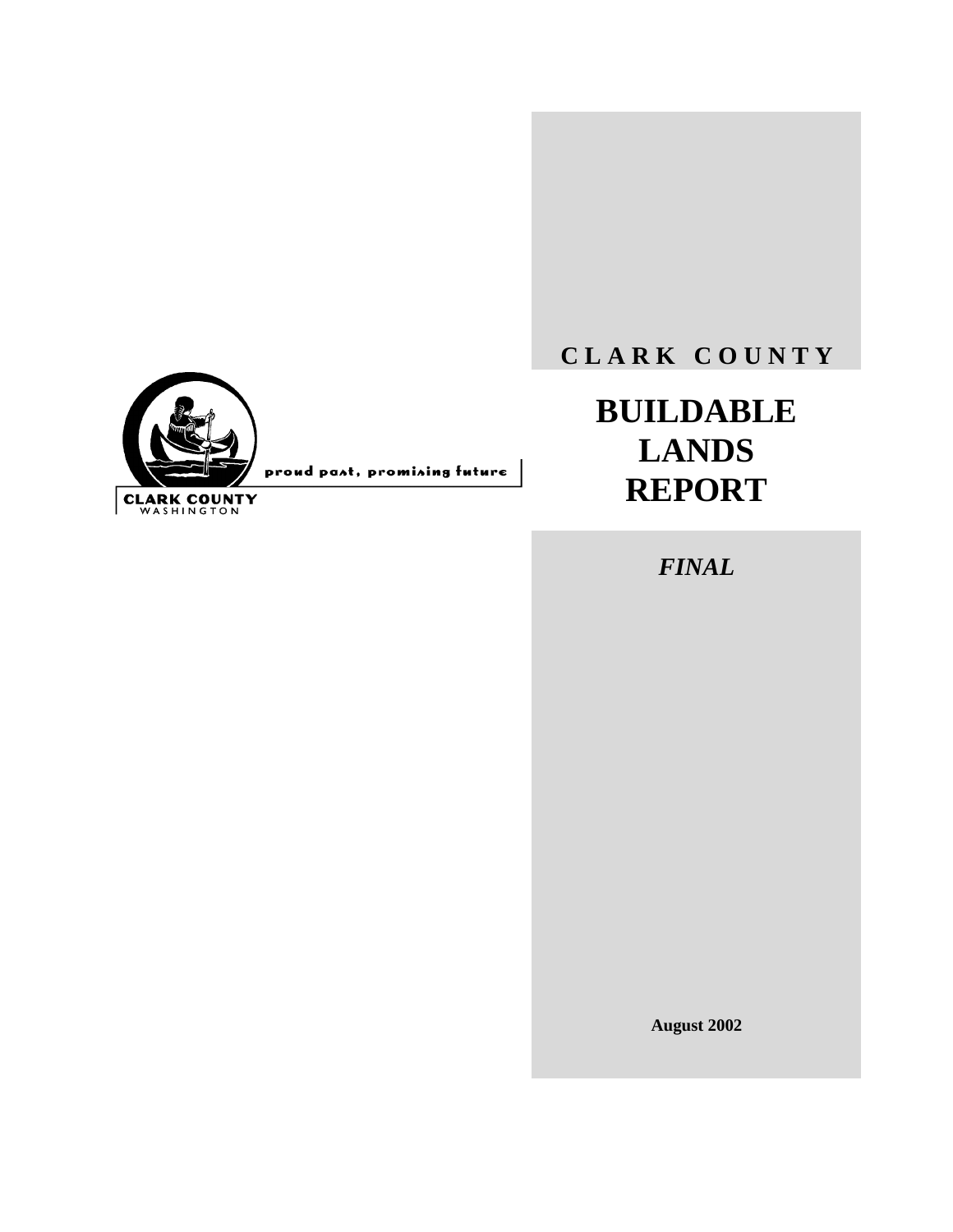proud past, promising future

CLARK COUNTY
WASHINGTON

**C L A R K  C O U N T Y**

# BUILDABLE LANDS REPORT

***FINAL***

**August 2002**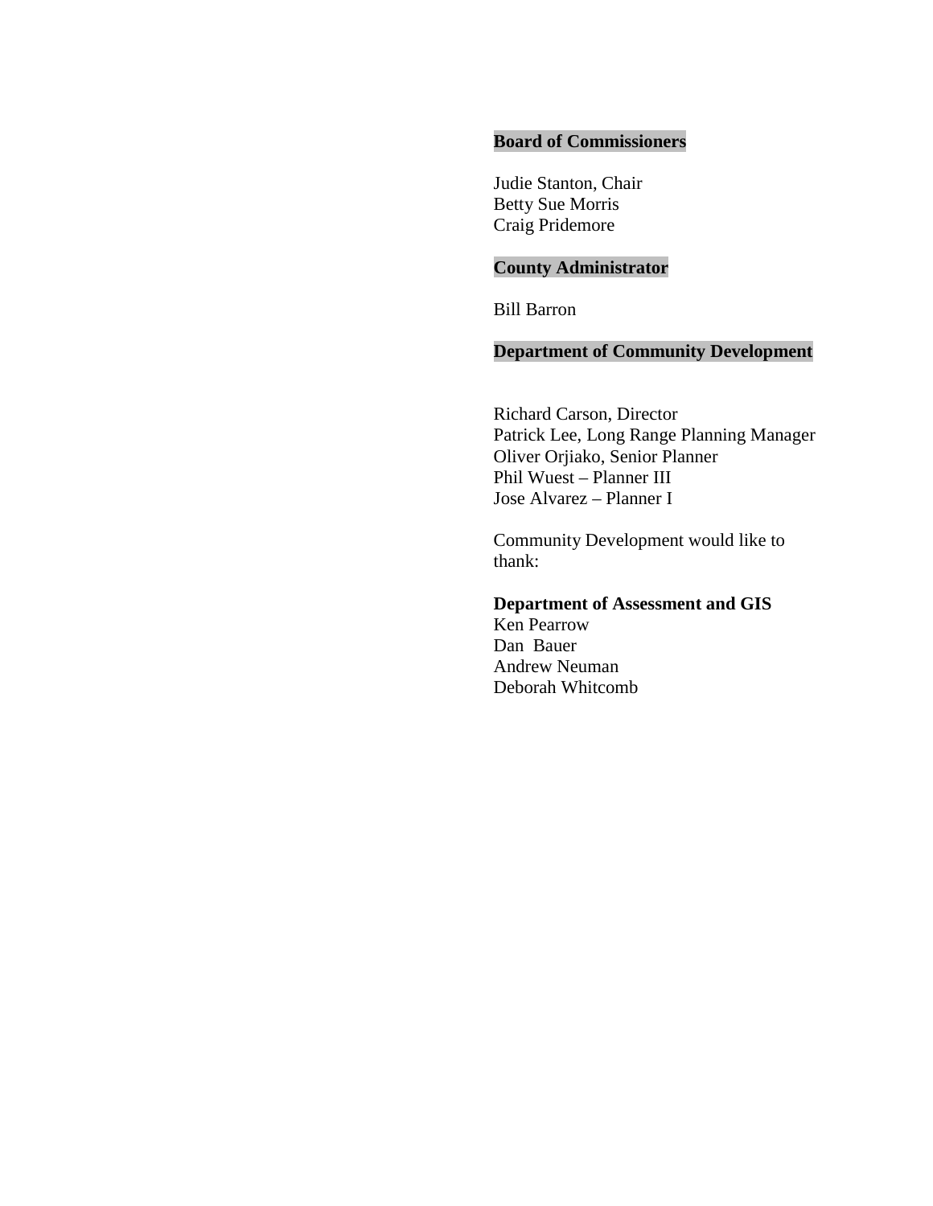**Board of Commissioners**

Judie Stanton, Chair
Betty Sue Morris
Craig Pridemore

**County Administrator**

Bill Barron

**Department of Community Development**

Richard Carson, Director
Patrick Lee, Long Range Planning Manager
Oliver Orjiako, Senior Planner
Phil Wuest – Planner III
Jose Alvarez – Planner I

Community Development would like to thank:

**Department of Assessment and GIS**
Ken Pearrow
Dan Bauer
Andrew Neuman
Deborah Whitcomb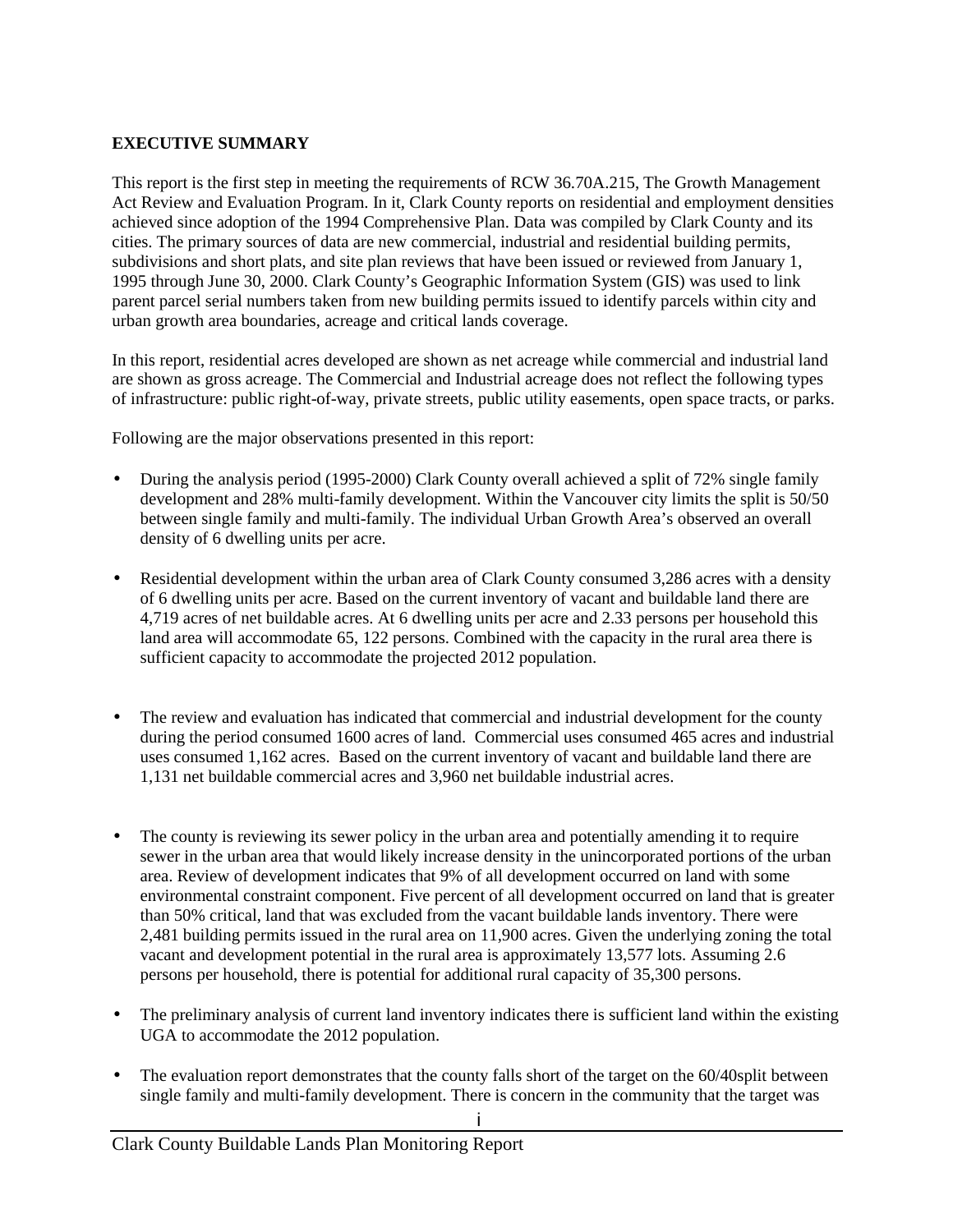## EXECUTIVE SUMMARY

This report is the first step in meeting the requirements of RCW 36.70A.215, The Growth Management Act Review and Evaluation Program. In it, Clark County reports on residential and employment densities achieved since adoption of the 1994 Comprehensive Plan. Data was compiled by Clark County and its cities. The primary sources of data are new commercial, industrial and residential building permits, subdivisions and short plats, and site plan reviews that have been issued or reviewed from January 1, 1995 through June 30, 2000. Clark County's Geographic Information System (GIS) was used to link parent parcel serial numbers taken from new building permits issued to identify parcels within city and urban growth area boundaries, acreage and critical lands coverage.

In this report, residential acres developed are shown as net acreage while commercial and industrial land are shown as gross acreage. The Commercial and Industrial acreage does not reflect the following types of infrastructure: public right-of-way, private streets, public utility easements, open space tracts, or parks.

Following are the major observations presented in this report:

- During the analysis period (1995-2000) Clark County overall achieved a split of 72% single family development and 28% multi-family development. Within the Vancouver city limits the split is 50/50 between single family and multi-family. The individual Urban Growth Area's observed an overall density of 6 dwelling units per acre.

- Residential development within the urban area of Clark County consumed 3,286 acres with a density of 6 dwelling units per acre. Based on the current inventory of vacant and buildable land there are 4,719 acres of net buildable acres. At 6 dwelling units per acre and 2.33 persons per household this land area will accommodate 65, 122 persons. Combined with the capacity in the rural area there is sufficient capacity to accommodate the projected 2012 population.

- The review and evaluation has indicated that commercial and industrial development for the county during the period consumed 1600 acres of land. Commercial uses consumed 465 acres and industrial uses consumed 1,162 acres. Based on the current inventory of vacant and buildable land there are 1,131 net buildable commercial acres and 3,960 net buildable industrial acres.

- The county is reviewing its sewer policy in the urban area and potentially amending it to require sewer in the urban area that would likely increase density in the unincorporated portions of the urban area. Review of development indicates that 9% of all development occurred on land with some environmental constraint component. Five percent of all development occurred on land that is greater than 50% critical, land that was excluded from the vacant buildable lands inventory. There were 2,481 building permits issued in the rural area on 11,900 acres. Given the underlying zoning the total vacant and development potential in the rural area is approximately 13,577 lots. Assuming 2.6 persons per household, there is potential for additional rural capacity of 35,300 persons.

- The preliminary analysis of current land inventory indicates there is sufficient land within the existing UGA to accommodate the 2012 population.

- The evaluation report demonstrates that the county falls short of the target on the 60/40split between single family and multi-family development. There is concern in the community that the target was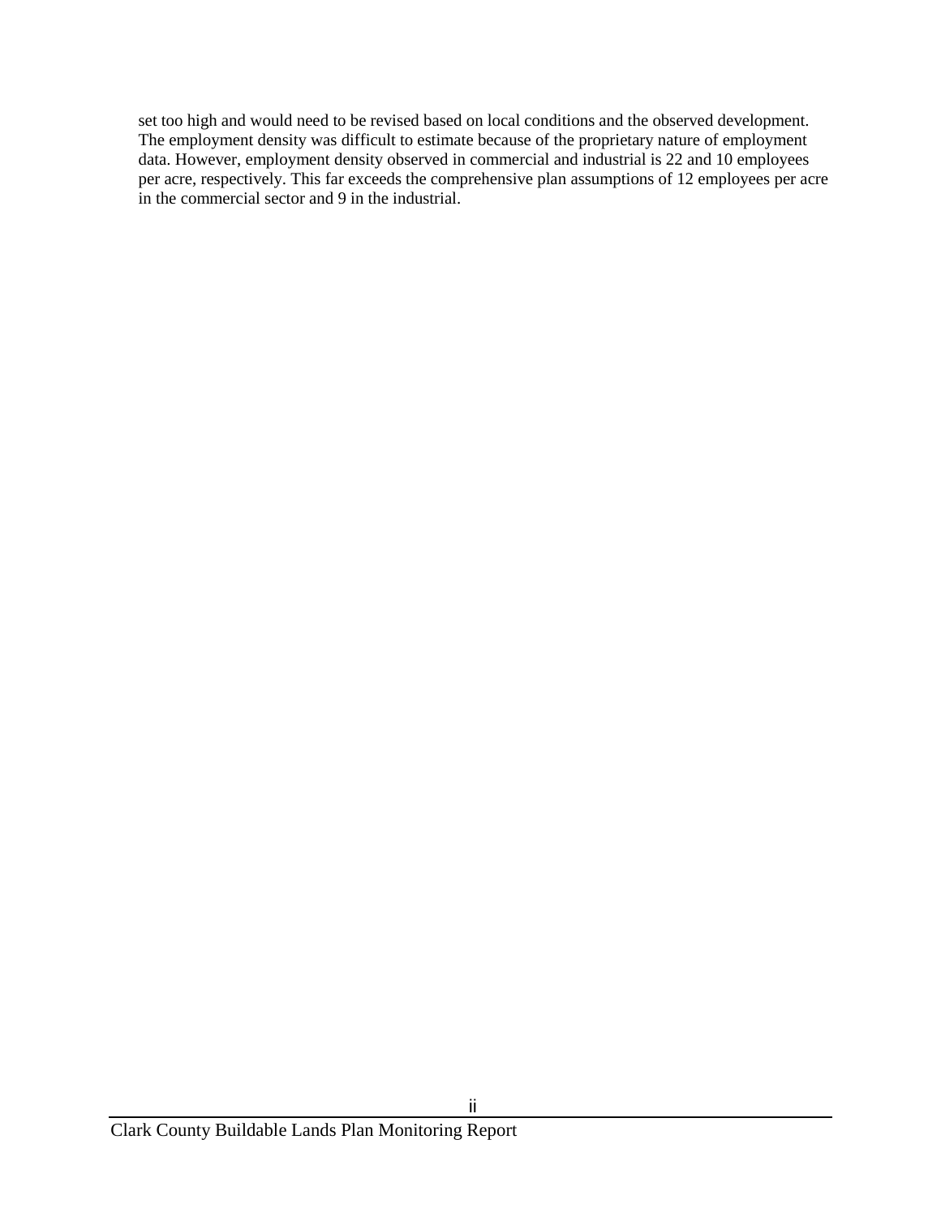set too high and would need to be revised based on local conditions and the observed development. The employment density was difficult to estimate because of the proprietary nature of employment data. However, employment density observed in commercial and industrial is 22 and 10 employees per acre, respectively. This far exceeds the comprehensive plan assumptions of 12 employees per acre in the commercial sector and 9 in the industrial.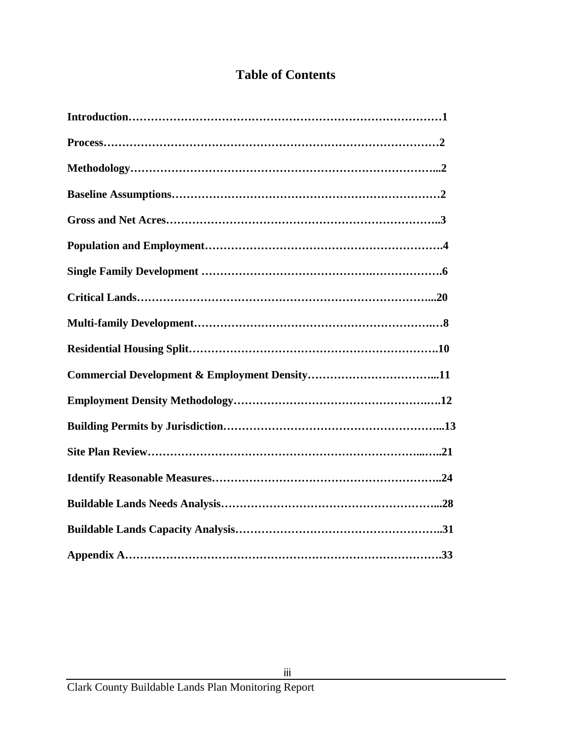# Table of Contents

**Introduction……………………………………………………………………………1**

**Process…………………………………………………………………………………2**

**Methodology…………………………………………………………………………...2**

**Baseline Assumptions…………………………………………………………………2**

**Gross and Net Acres…………………………………………………………………..3**

**Population and Employment………………………………………………………….4**

**Single Family Development ………………………………………………………….6**

**Critical Lands………………………………………………………………………...20**

**Multi-family Development……………………………………………………….…8**

**Residential Housing Split…………………………………………………………….10**

**Commercial Development & Employment Density……………………………...11**

**Employment Density Methodology……………………………………………….….12**

**Building Permits by Jurisdiction…………………………………………………...13**

**Site Plan Review…………………………………………………………...…..21**

**Identify Reasonable Measures……………………………………………………..24**

**Buildable Lands Needs Analysis…………………………………………………...28**

**Buildable Lands Capacity Analysis………………………………………………..31**

**Appendix A………………………………………………………………………….33**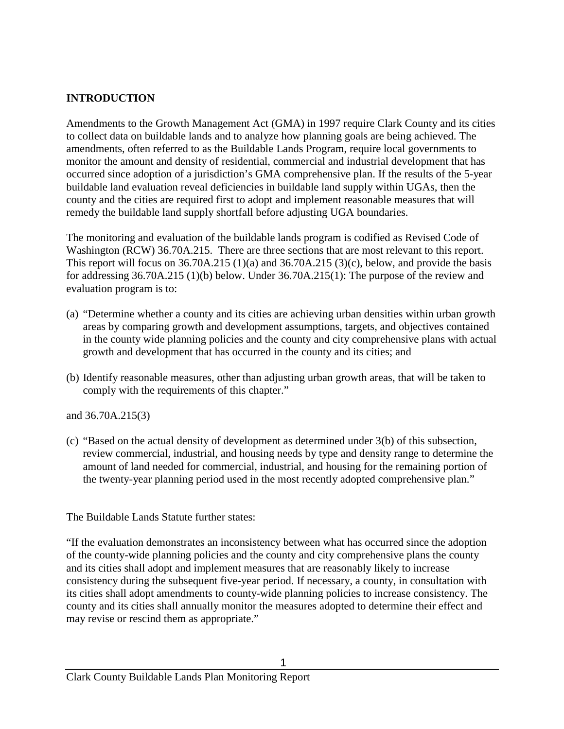## INTRODUCTION

Amendments to the Growth Management Act (GMA) in 1997 require Clark County and its cities to collect data on buildable lands and to analyze how planning goals are being achieved. The amendments, often referred to as the Buildable Lands Program, require local governments to monitor the amount and density of residential, commercial and industrial development that has occurred since adoption of a jurisdiction's GMA comprehensive plan. If the results of the 5-year buildable land evaluation reveal deficiencies in buildable land supply within UGAs, then the county and the cities are required first to adopt and implement reasonable measures that will remedy the buildable land supply shortfall before adjusting UGA boundaries.

The monitoring and evaluation of the buildable lands program is codified as Revised Code of Washington (RCW) 36.70A.215. There are three sections that are most relevant to this report. This report will focus on 36.70A.215 (1)(a) and 36.70A.215 (3)(c), below, and provide the basis for addressing 36.70A.215 (1)(b) below. Under 36.70A.215(1): The purpose of the review and evaluation program is to:

(a) "Determine whether a county and its cities are achieving urban densities within urban growth areas by comparing growth and development assumptions, targets, and objectives contained in the county wide planning policies and the county and city comprehensive plans with actual growth and development that has occurred in the county and its cities; and

(b) Identify reasonable measures, other than adjusting urban growth areas, that will be taken to comply with the requirements of this chapter."

and 36.70A.215(3)

(c) "Based on the actual density of development as determined under 3(b) of this subsection, review commercial, industrial, and housing needs by type and density range to determine the amount of land needed for commercial, industrial, and housing for the remaining portion of the twenty-year planning period used in the most recently adopted comprehensive plan."

The Buildable Lands Statute further states:

"If the evaluation demonstrates an inconsistency between what has occurred since the adoption of the county-wide planning policies and the county and city comprehensive plans the county and its cities shall adopt and implement measures that are reasonably likely to increase consistency during the subsequent five-year period. If necessary, a county, in consultation with its cities shall adopt amendments to county-wide planning policies to increase consistency. The county and its cities shall annually monitor the measures adopted to determine their effect and may revise or rescind them as appropriate."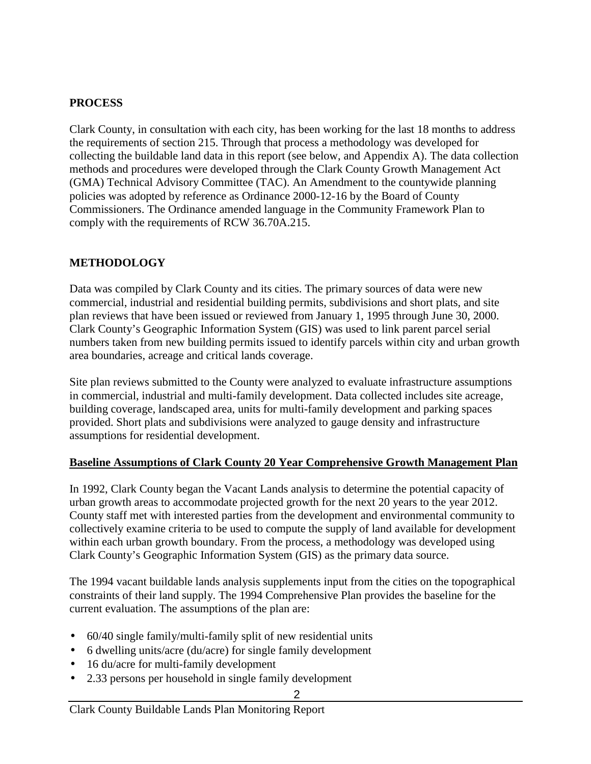## PROCESS

Clark County, in consultation with each city, has been working for the last 18 months to address the requirements of section 215. Through that process a methodology was developed for collecting the buildable land data in this report (see below, and Appendix A). The data collection methods and procedures were developed through the Clark County Growth Management Act (GMA) Technical Advisory Committee (TAC). An Amendment to the countywide planning policies was adopted by reference as Ordinance 2000-12-16 by the Board of County Commissioners. The Ordinance amended language in the Community Framework Plan to comply with the requirements of RCW 36.70A.215.

## METHODOLOGY

Data was compiled by Clark County and its cities. The primary sources of data were new commercial, industrial and residential building permits, subdivisions and short plats, and site plan reviews that have been issued or reviewed from January 1, 1995 through June 30, 2000. Clark County's Geographic Information System (GIS) was used to link parent parcel serial numbers taken from new building permits issued to identify parcels within city and urban growth area boundaries, acreage and critical lands coverage.

Site plan reviews submitted to the County were analyzed to evaluate infrastructure assumptions in commercial, industrial and multi-family development. Data collected includes site acreage, building coverage, landscaped area, units for multi-family development and parking spaces provided. Short plats and subdivisions were analyzed to gauge density and infrastructure assumptions for residential development.

### Baseline Assumptions of Clark County 20 Year Comprehensive Growth Management Plan

In 1992, Clark County began the Vacant Lands analysis to determine the potential capacity of urban growth areas to accommodate projected growth for the next 20 years to the year 2012. County staff met with interested parties from the development and environmental community to collectively examine criteria to be used to compute the supply of land available for development within each urban growth boundary. From the process, a methodology was developed using Clark County's Geographic Information System (GIS) as the primary data source.

The 1994 vacant buildable lands analysis supplements input from the cities on the topographical constraints of their land supply. The 1994 Comprehensive Plan provides the baseline for the current evaluation. The assumptions of the plan are:

- 60/40 single family/multi-family split of new residential units
- 6 dwelling units/acre (du/acre) for single family development
- 16 du/acre for multi-family development
- 2.33 persons per household in single family development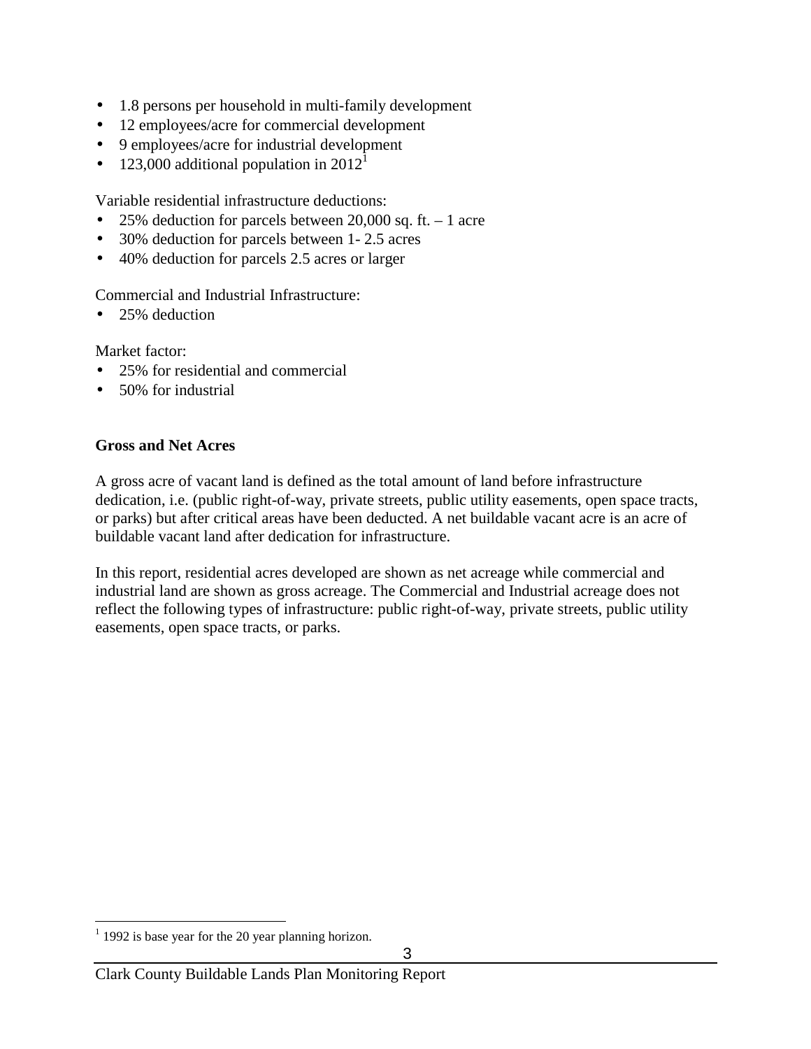- 1.8 persons per household in multi-family development
- 12 employees/acre for commercial development
- 9 employees/acre for industrial development
- 123,000 additional population in 2012[1]

Variable residential infrastructure deductions:

- 25% deduction for parcels between 20,000 sq. ft. – 1 acre
- 30% deduction for parcels between 1- 2.5 acres
- 40% deduction for parcels 2.5 acres or larger

Commercial and Industrial Infrastructure:

- 25% deduction

Market factor:

- 25% for residential and commercial
- 50% for industrial

**Gross and Net Acres**

A gross acre of vacant land is defined as the total amount of land before infrastructure dedication, i.e. (public right-of-way, private streets, public utility easements, open space tracts, or parks) but after critical areas have been deducted. A net buildable vacant acre is an acre of buildable vacant land after dedication for infrastructure.

In this report, residential acres developed are shown as net acreage while commercial and industrial land are shown as gross acreage. The Commercial and Industrial acreage does not reflect the following types of infrastructure: public right-of-way, private streets, public utility easements, open space tracts, or parks.

[1] 1992 is base year for the 20 year planning horizon.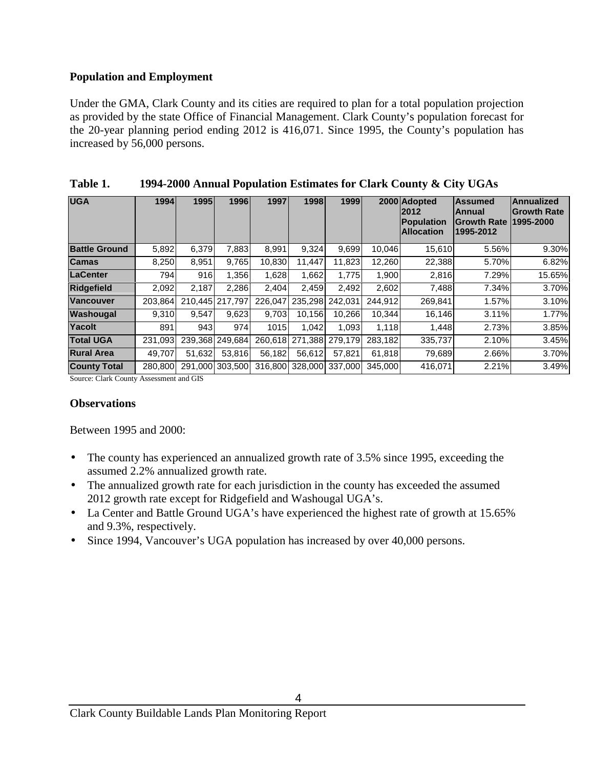### Population and Employment

Under the GMA, Clark County and its cities are required to plan for a total population projection as provided by the state Office of Financial Management. Clark County's population forecast for the 20-year planning period ending 2012 is 416,071. Since 1995, the County's population has increased by 56,000 persons.

**Table 1. 1994-2000 Annual Population Estimates for Clark County & City UGAs**

| UGA | 1994 | 1995 | 1996 | 1997 | 1998 | 1999 | 2000 | Adopted 2012 Population Allocation | Assumed Annual Growth Rate 1995-2012 | Annualized Growth Rate 1995-2000 |
|---|---|---|---|---|---|---|---|---|---|---|
| Battle Ground | 5,892 | 6,379 | 7,883 | 8,991 | 9,324 | 9,699 | 10,046 | 15,610 | 5.56% | 9.30% |
| Camas | 8,250 | 8,951 | 9,765 | 10,830 | 11,447 | 11,823 | 12,260 | 22,388 | 5.70% | 6.82% |
| LaCenter | 794 | 916 | 1,356 | 1,628 | 1,662 | 1,775 | 1,900 | 2,816 | 7.29% | 15.65% |
| Ridgefield | 2,092 | 2,187 | 2,286 | 2,404 | 2,459 | 2,492 | 2,602 | 7,488 | 7.34% | 3.70% |
| Vancouver | 203,864 | 210,445 | 217,797 | 226,047 | 235,298 | 242,031 | 244,912 | 269,841 | 1.57% | 3.10% |
| Washougal | 9,310 | 9,547 | 9,623 | 9,703 | 10,156 | 10,266 | 10,344 | 16,146 | 3.11% | 1.77% |
| Yacolt | 891 | 943 | 974 | 1015 | 1,042 | 1,093 | 1,118 | 1,448 | 2.73% | 3.85% |
| Total UGA | 231,093 | 239,368 | 249,684 | 260,618 | 271,388 | 279,179 | 283,182 | 335,737 | 2.10% | 3.45% |
| Rural Area | 49,707 | 51,632 | 53,816 | 56,182 | 56,612 | 57,821 | 61,818 | 79,689 | 2.66% | 3.70% |
| County Total | 280,800 | 291,000 | 303,500 | 316,800 | 328,000 | 337,000 | 345,000 | 416,071 | 2.21% | 3.49% |

Source: Clark County Assessment and GIS

### Observations

Between 1995 and 2000:

- The county has experienced an annualized growth rate of 3.5% since 1995, exceeding the assumed 2.2% annualized growth rate.
- The annualized growth rate for each jurisdiction in the county has exceeded the assumed 2012 growth rate except for Ridgefield and Washougal UGA's.
- La Center and Battle Ground UGA's have experienced the highest rate of growth at 15.65% and 9.3%, respectively.
- Since 1994, Vancouver's UGA population has increased by over 40,000 persons.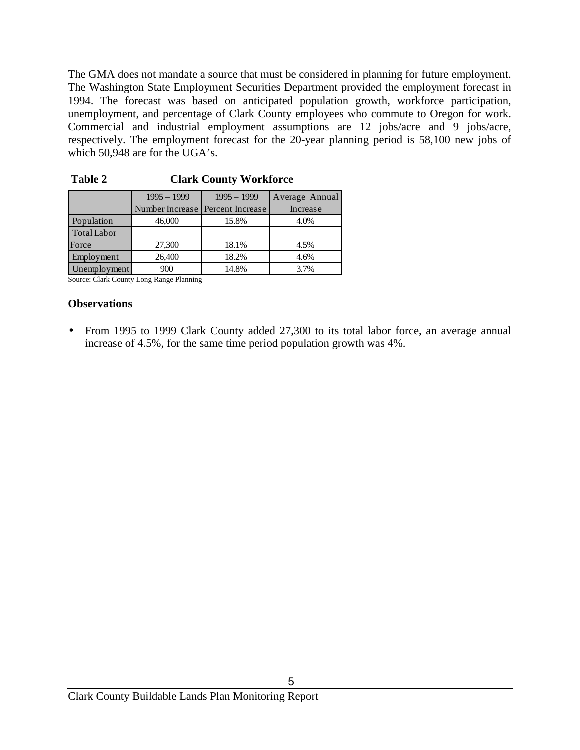The GMA does not mandate a source that must be considered in planning for future employment. The Washington State Employment Securities Department provided the employment forecast in 1994. The forecast was based on anticipated population growth, workforce participation, unemployment, and percentage of Clark County employees who commute to Oregon for work. Commercial and industrial employment assumptions are 12 jobs/acre and 9 jobs/acre, respectively. The employment forecast for the 20-year planning period is 58,100 new jobs of which 50,948 are for the UGA's.

**Table 2 Clark County Workforce**

| | 1995 – 1999 Number Increase | 1995 – 1999 Percent Increase | Average Annual Increase |
|---|---|---|---|
| Population | 46,000 | 15.8% | 4.0% |
| Total Labor Force | 27,300 | 18.1% | 4.5% |
| Employment | 26,400 | 18.2% | 4.6% |
| Unemployment | 900 | 14.8% | 3.7% |

Source: Clark County Long Range Planning

### Observations

- From 1995 to 1999 Clark County added 27,300 to its total labor force, an average annual increase of 4.5%, for the same time period population growth was 4%.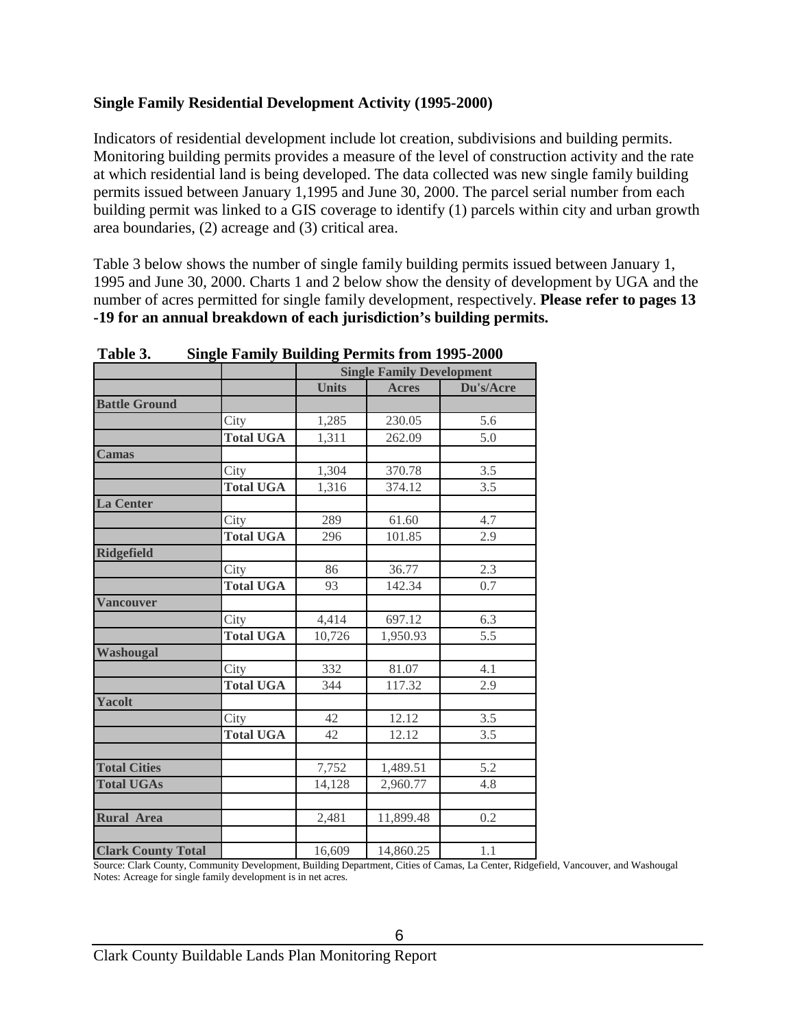**Single Family Residential Development Activity (1995-2000)**

Indicators of residential development include lot creation, subdivisions and building permits. Monitoring building permits provides a measure of the level of construction activity and the rate at which residential land is being developed. The data collected was new single family building permits issued between January 1,1995 and June 30, 2000. The parcel serial number from each building permit was linked to a GIS coverage to identify (1) parcels within city and urban growth area boundaries, (2) acreage and (3) critical area.

Table 3 below shows the number of single family building permits issued between January 1, 1995 and June 30, 2000. Charts 1 and 2 below show the density of development by UGA and the number of acres permitted for single family development, respectively. **Please refer to pages 13 -19 for an annual breakdown of each jurisdiction's building permits.**

**Table 3. Single Family Building Permits from 1995-2000**

| | | Single Family Development | | |
|---|---|---|---|---|
| | | Units | Acres | Du's/Acre |
| **Battle Ground** | | | | |
| | City | 1,285 | 230.05 | 5.6 |
| | **Total UGA** | 1,311 | 262.09 | 5.0 |
| **Camas** | | | | |
| | City | 1,304 | 370.78 | 3.5 |
| | **Total UGA** | 1,316 | 374.12 | 3.5 |
| **La Center** | | | | |
| | City | 289 | 61.60 | 4.7 |
| | **Total UGA** | 296 | 101.85 | 2.9 |
| **Ridgefield** | | | | |
| | City | 86 | 36.77 | 2.3 |
| | **Total UGA** | 93 | 142.34 | 0.7 |
| **Vancouver** | | | | |
| | City | 4,414 | 697.12 | 6.3 |
| | **Total UGA** | 10,726 | 1,950.93 | 5.5 |
| **Washougal** | | | | |
| | City | 332 | 81.07 | 4.1 |
| | **Total UGA** | 344 | 117.32 | 2.9 |
| **Yacolt** | | | | |
| | City | 42 | 12.12 | 3.5 |
| | **Total UGA** | 42 | 12.12 | 3.5 |
| | | | | |
| **Total Cities** | | 7,752 | 1,489.51 | 5.2 |
| **Total UGAs** | | 14,128 | 2,960.77 | 4.8 |
| | | | | |
| **Rural Area** | | 2,481 | 11,899.48 | 0.2 |
| | | | | |
| **Clark County Total** | | 16,609 | 14,860.25 | 1.1 |

Source: Clark County, Community Development, Building Department, Cities of Camas, La Center, Ridgefield, Vancouver, and Washougal
Notes: Acreage for single family development is in net acres.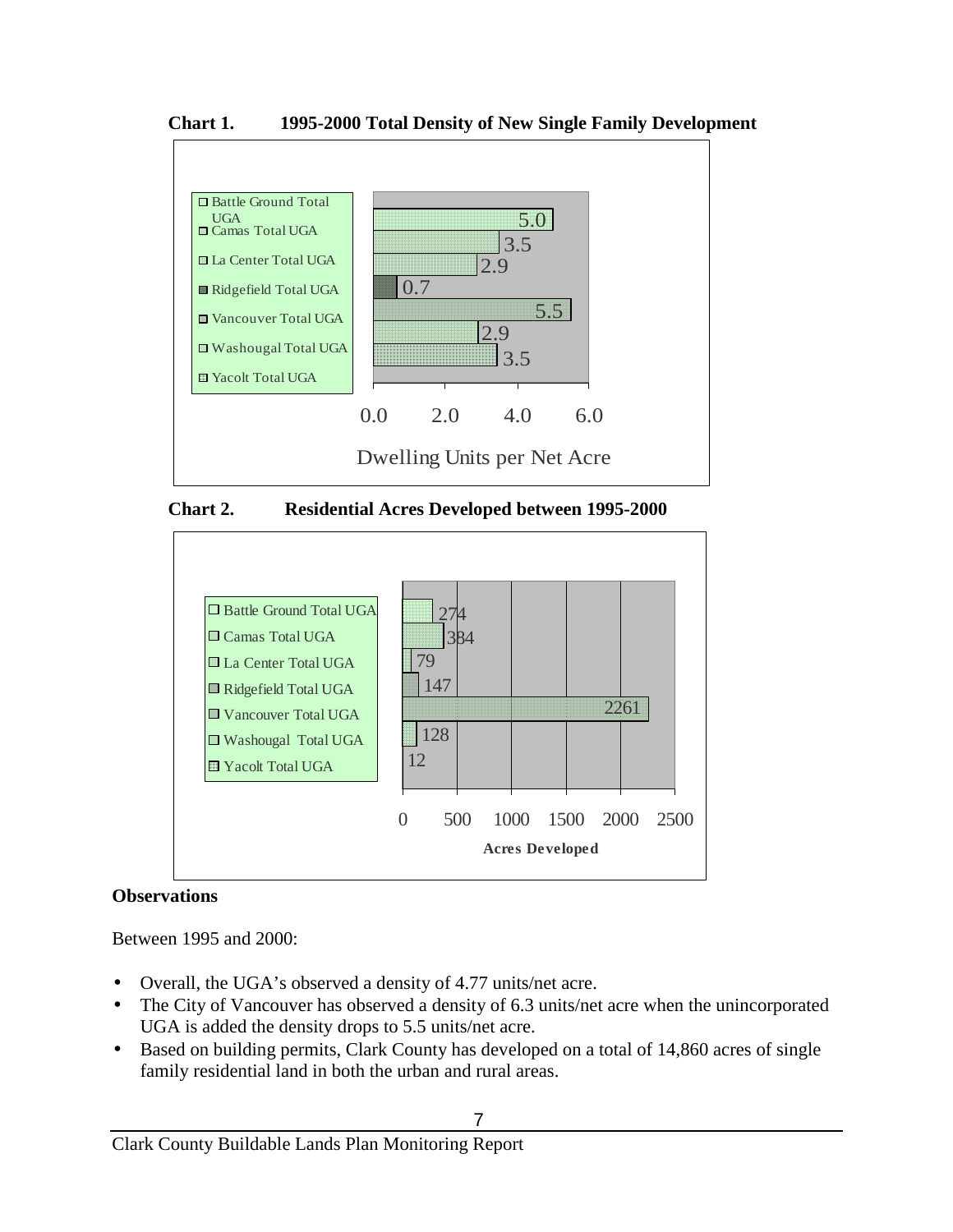**Chart 1. 1995-2000 Total Density of New Single Family Development**

| UGA | Dwelling Units per Net Acre |
|---|---|
| Battle Ground Total UGA | 5.0 |
| Camas Total UGA | 3.5 |
| La Center Total UGA | 2.9 |
| Ridgefield Total UGA | 0.7 |
| Vancouver Total UGA | 5.5 |
| Washougal Total UGA | 2.9 |
| Yacolt Total UGA | 3.5 |

**Chart 2. Residential Acres Developed between 1995-2000**

| UGA | Acres Developed |
|---|---|
| Battle Ground Total UGA | 274 |
| Camas Total UGA | 384 |
| La Center Total UGA | 79 |
| Ridgefield Total UGA | 147 |
| Vancouver Total UGA | 2261 |
| Washougal Total UGA | 128 |
| Yacolt Total UGA | 12 |

**Observations**

Between 1995 and 2000:

- Overall, the UGA's observed a density of 4.77 units/net acre.
- The City of Vancouver has observed a density of 6.3 units/net acre when the unincorporated UGA is added the density drops to 5.5 units/net acre.
- Based on building permits, Clark County has developed on a total of 14,860 acres of single family residential land in both the urban and rural areas.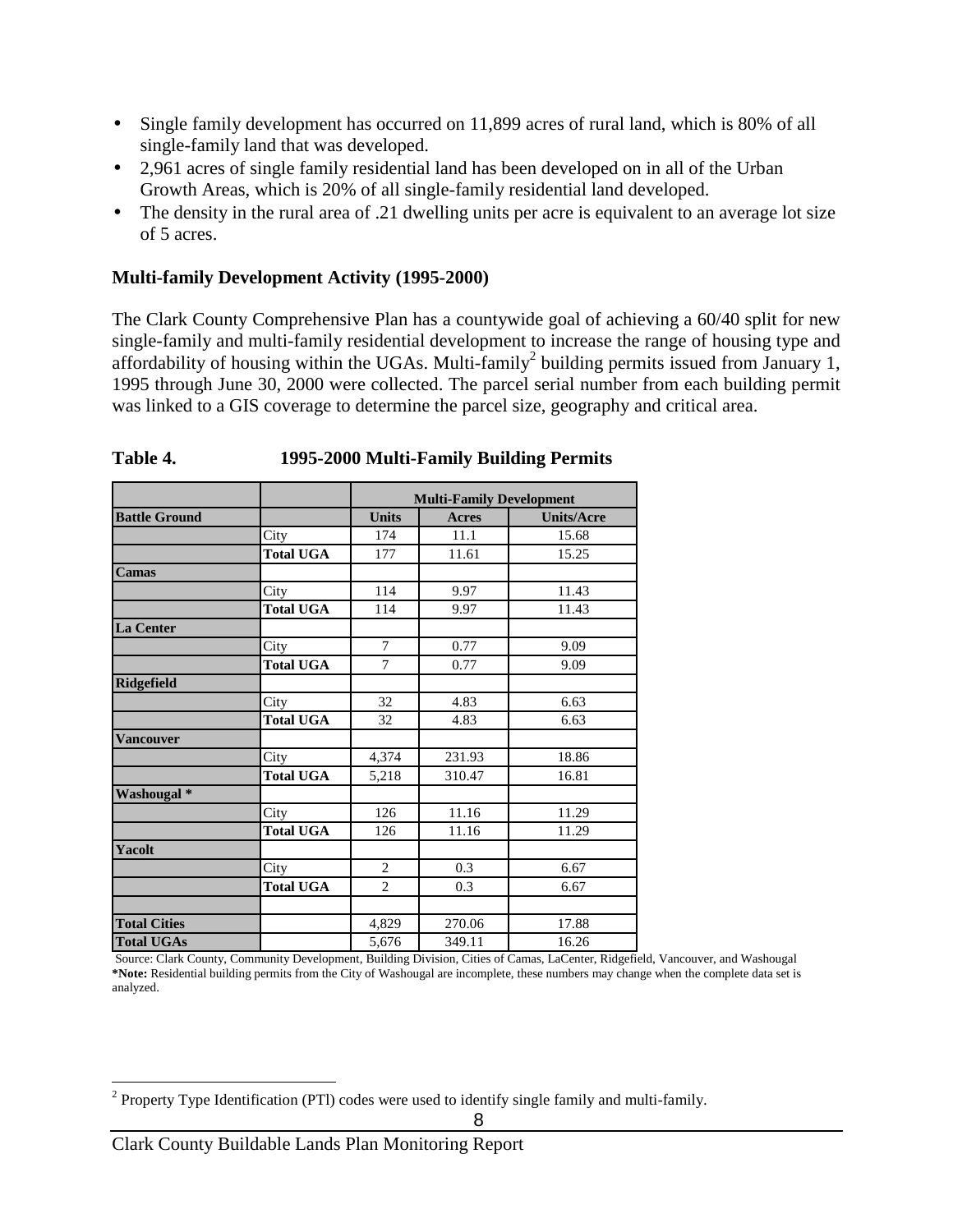- Single family development has occurred on 11,899 acres of rural land, which is 80% of all single-family land that was developed.
- 2,961 acres of single family residential land has been developed on in all of the Urban Growth Areas, which is 20% of all single-family residential land developed.
- The density in the rural area of .21 dwelling units per acre is equivalent to an average lot size of 5 acres.

### Multi-family Development Activity (1995-2000)

The Clark County Comprehensive Plan has a countywide goal of achieving a 60/40 split for new single-family and multi-family residential development to increase the range of housing type and affordability of housing within the UGAs. Multi-family[2] building permits issued from January 1, 1995 through June 30, 2000 were collected. The parcel serial number from each building permit was linked to a GIS coverage to determine the parcel size, geography and critical area.

**Table 4. 1995-2000 Multi-Family Building Permits**

| | | Multi-Family Development | | |
|---|---|---|---|---|
| **Battle Ground** | | **Units** | **Acres** | **Units/Acre** |
| | City | 174 | 11.1 | 15.68 |
| | **Total UGA** | 177 | 11.61 | 15.25 |
| **Camas** | | | | |
| | City | 114 | 9.97 | 11.43 |
| | **Total UGA** | 114 | 9.97 | 11.43 |
| **La Center** | | | | |
| | City | 7 | 0.77 | 9.09 |
| | **Total UGA** | 7 | 0.77 | 9.09 |
| **Ridgefield** | | | | |
| | City | 32 | 4.83 | 6.63 |
| | **Total UGA** | 32 | 4.83 | 6.63 |
| **Vancouver** | | | | |
| | City | 4,374 | 231.93 | 18.86 |
| | **Total UGA** | 5,218 | 310.47 | 16.81 |
| **Washougal *** | | | | |
| | City | 126 | 11.16 | 11.29 |
| | **Total UGA** | 126 | 11.16 | 11.29 |
| **Yacolt** | | | | |
| | City | 2 | 0.3 | 6.67 |
| | **Total UGA** | 2 | 0.3 | 6.67 |
| | | | | |
| **Total Cities** | | 4,829 | 270.06 | 17.88 |
| **Total UGAs** | | 5,676 | 349.11 | 16.26 |

Source: Clark County, Community Development, Building Division, Cities of Camas, LaCenter, Ridgefield, Vancouver, and Washougal
***Note:** Residential building permits from the City of Washougal are incomplete, these numbers may change when the complete data set is analyzed.

[2] Property Type Identification (PTI) codes were used to identify single family and multi-family.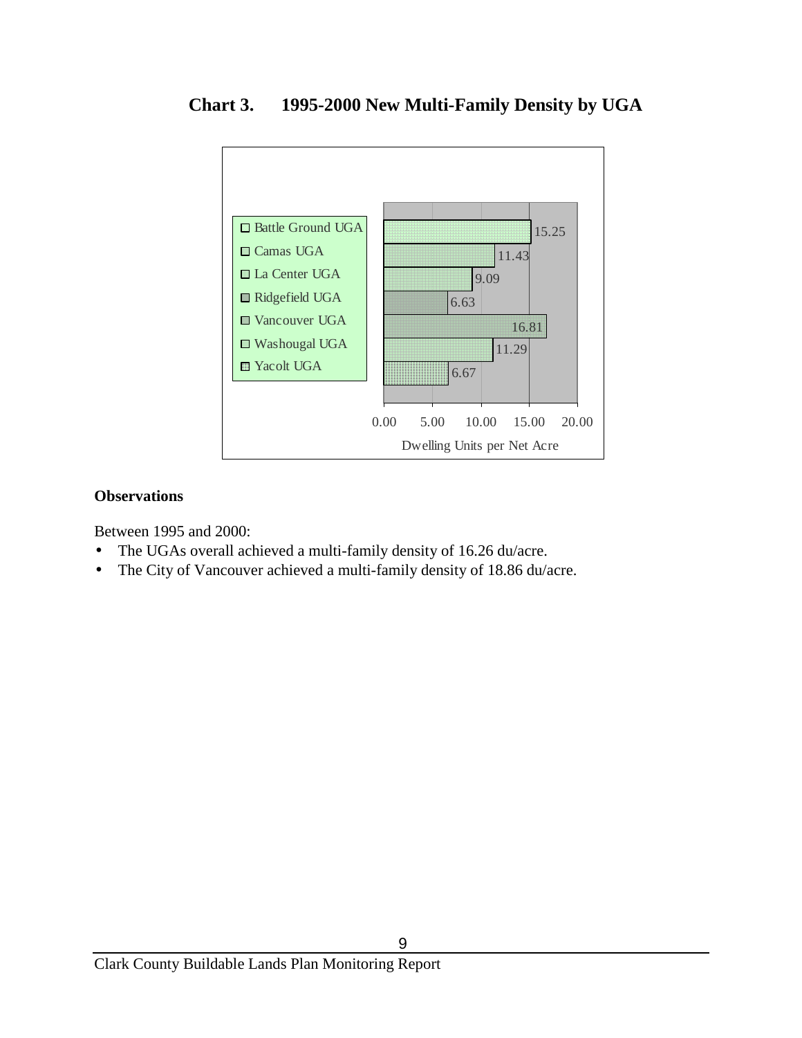## Chart 3. 1995-2000 New Multi-Family Density by UGA

| UGA | Dwelling Units per Net Acre |
|---|---|
| Battle Ground UGA | 15.25 |
| Camas UGA | 11.43 |
| La Center UGA | 9.09 |
| Ridgefield UGA | 6.63 |
| Vancouver UGA | 16.81 |
| Washougal UGA | 11.29 |
| Yacolt UGA | 6.67 |

**Observations**

Between 1995 and 2000:

- The UGAs overall achieved a multi-family density of 16.26 du/acre.
- The City of Vancouver achieved a multi-family density of 18.86 du/acre.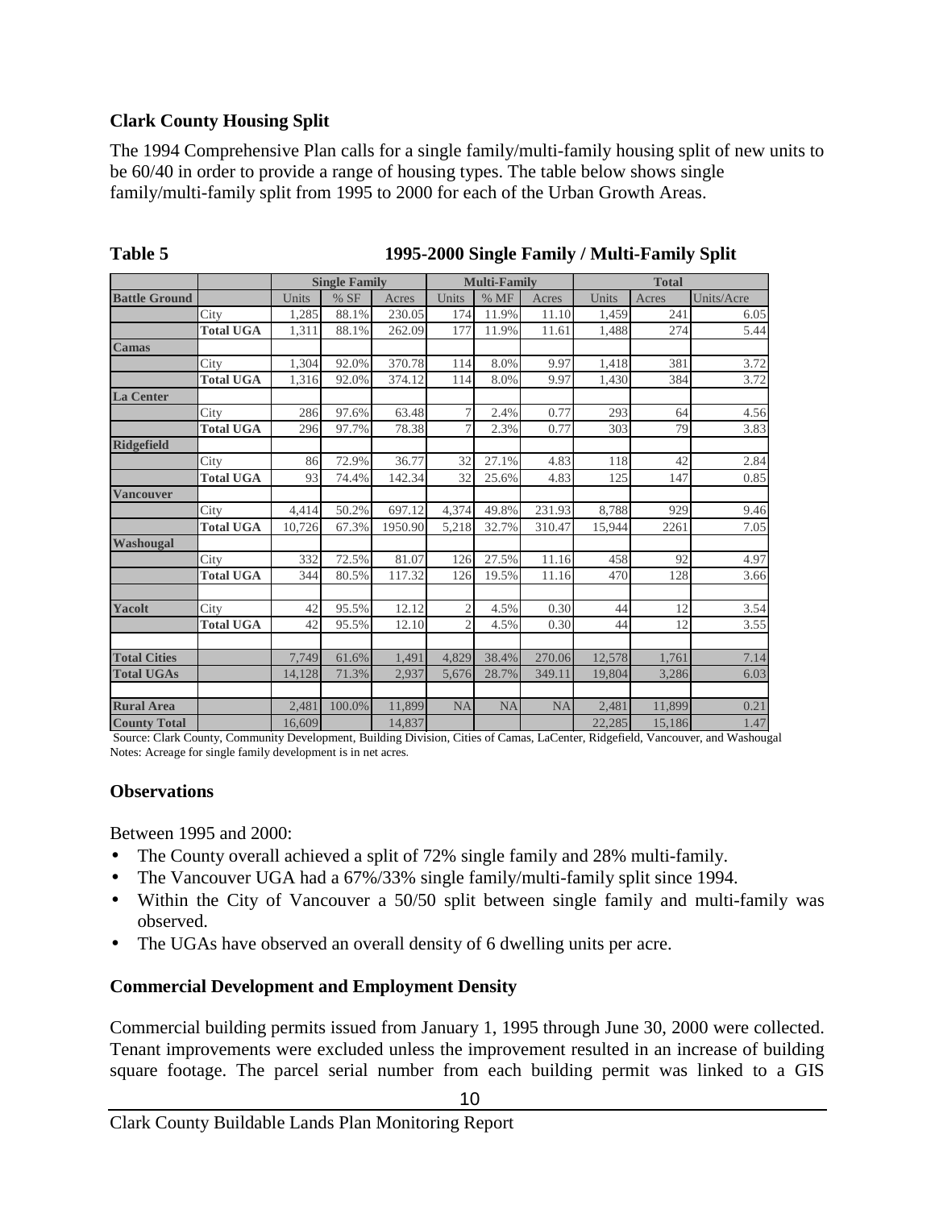### Clark County Housing Split

The 1994 Comprehensive Plan calls for a single family/multi-family housing split of new units to be 60/40 in order to provide a range of housing types. The table below shows single family/multi-family split from 1995 to 2000 for each of the Urban Growth Areas.

**Table 5 — 1995-2000 Single Family / Multi-Family Split**

| | | Single Family | | | Multi-Family | | | Total | | |
|---|---|---|---|---|---|---|---|---|---|---|
| **Battle Ground** | | Units | % SF | Acres | Units | % MF | Acres | Units | Acres | Units/Acre |
| | City | 1,285 | 88.1% | 230.05 | 174 | 11.9% | 11.10 | 1,459 | 241 | 6.05 |
| | **Total UGA** | 1,311 | 88.1% | 262.09 | 177 | 11.9% | 11.61 | 1,488 | 274 | 5.44 |
| **Camas** | | | | | | | | | | |
| | City | 1,304 | 92.0% | 370.78 | 114 | 8.0% | 9.97 | 1,418 | 381 | 3.72 |
| | **Total UGA** | 1,316 | 92.0% | 374.12 | 114 | 8.0% | 9.97 | 1,430 | 384 | 3.72 |
| **La Center** | | | | | | | | | | |
| | City | 286 | 97.6% | 63.48 | 7 | 2.4% | 0.77 | 293 | 64 | 4.56 |
| | **Total UGA** | 296 | 97.7% | 78.38 | 7 | 2.3% | 0.77 | 303 | 79 | 3.83 |
| **Ridgefield** | | | | | | | | | | |
| | City | 86 | 72.9% | 36.77 | 32 | 27.1% | 4.83 | 118 | 42 | 2.84 |
| | **Total UGA** | 93 | 74.4% | 142.34 | 32 | 25.6% | 4.83 | 125 | 147 | 0.85 |
| **Vancouver** | | | | | | | | | | |
| | City | 4,414 | 50.2% | 697.12 | 4,374 | 49.8% | 231.93 | 8,788 | 929 | 9.46 |
| | **Total UGA** | 10,726 | 67.3% | 1950.90 | 5,218 | 32.7% | 310.47 | 15,944 | 2261 | 7.05 |
| **Washougal** | | | | | | | | | | |
| | City | 332 | 72.5% | 81.07 | 126 | 27.5% | 11.16 | 458 | 92 | 4.97 |
| | **Total UGA** | 344 | 80.5% | 117.32 | 126 | 19.5% | 11.16 | 470 | 128 | 3.66 |
| | | | | | | | | | | |
| **Yacolt** | City | 42 | 95.5% | 12.12 | 2 | 4.5% | 0.30 | 44 | 12 | 3.54 |
| | **Total UGA** | 42 | 95.5% | 12.10 | 2 | 4.5% | 0.30 | 44 | 12 | 3.55 |
| | | | | | | | | | | |
| **Total Cities** | | 7,749 | 61.6% | 1,491 | 4,829 | 38.4% | 270.06 | 12,578 | 1,761 | 7.14 |
| **Total UGAs** | | 14,128 | 71.3% | 2,937 | 5,676 | 28.7% | 349.11 | 19,804 | 3,286 | 6.03 |
| | | | | | | | | | | |
| **Rural Area** | | 2,481 | 100.0% | 11,899 | NA | NA | NA | 2,481 | 11,899 | 0.21 |
| **County Total** | | 16,609 | | 14,837 | | | | 22,285 | 15,186 | 1.47 |

Source: Clark County, Community Development, Building Division, Cities of Camas, LaCenter, Ridgefield, Vancouver, and Washougal
Notes: Acreage for single family development is in net acres.

### Observations

Between 1995 and 2000:

- The County overall achieved a split of 72% single family and 28% multi-family.
- The Vancouver UGA had a 67%/33% single family/multi-family split since 1994.
- Within the City of Vancouver a 50/50 split between single family and multi-family was observed.
- The UGAs have observed an overall density of 6 dwelling units per acre.

### Commercial Development and Employment Density

Commercial building permits issued from January 1, 1995 through June 30, 2000 were collected. Tenant improvements were excluded unless the improvement resulted in an increase of building square footage. The parcel serial number from each building permit was linked to a GIS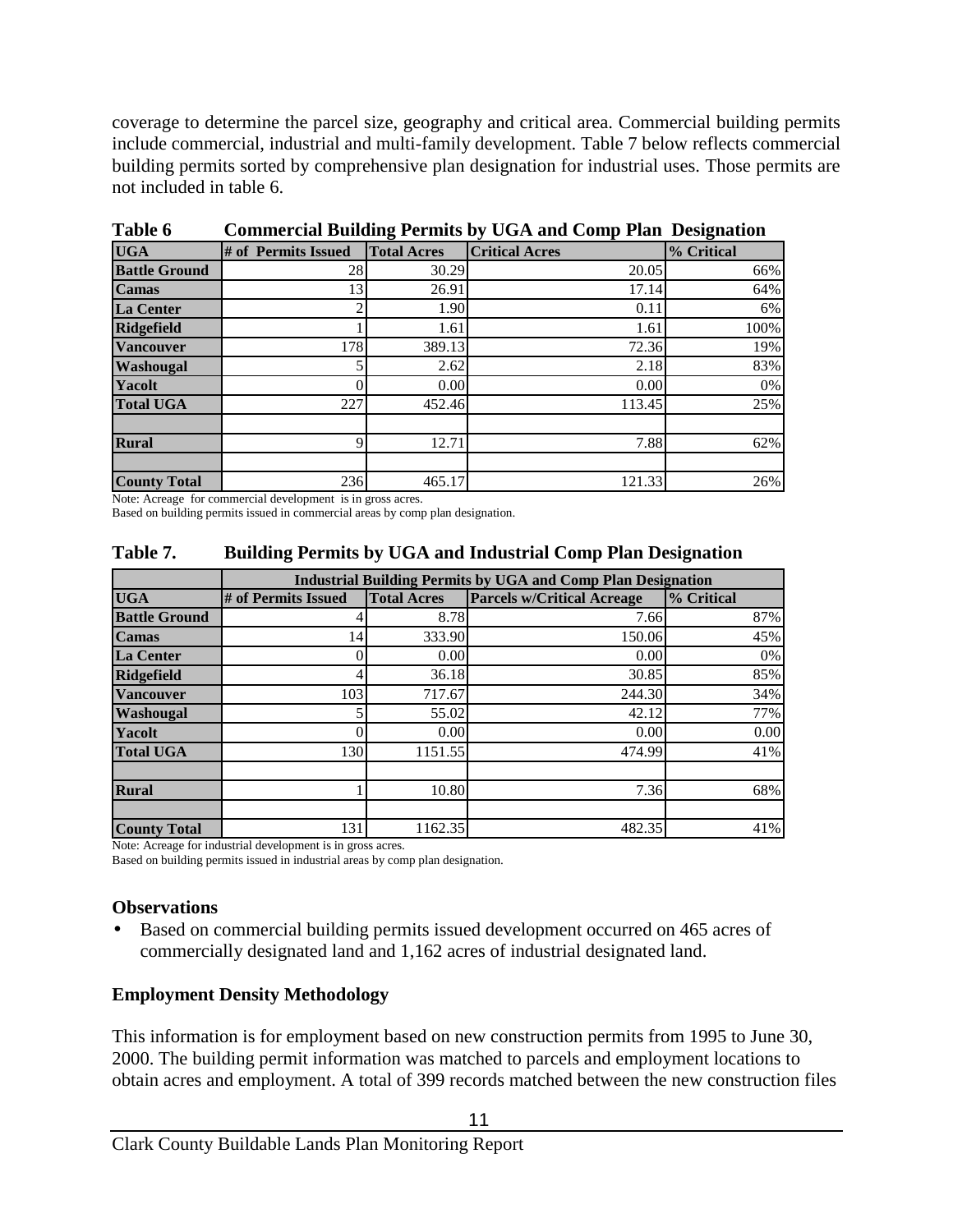coverage to determine the parcel size, geography and critical area. Commercial building permits include commercial, industrial and multi-family development. Table 7 below reflects commercial building permits sorted by comprehensive plan designation for industrial uses. Those permits are not included in table 6.

**Table 6 Commercial Building Permits by UGA and Comp Plan Designation**

| UGA | # of Permits Issued | Total Acres | Critical Acres | % Critical |
|---|---|---|---|---|
| Battle Ground | 28 | 30.29 | 20.05 | 66% |
| Camas | 13 | 26.91 | 17.14 | 64% |
| La Center | 2 | 1.90 | 0.11 | 6% |
| Ridgefield | 1 | 1.61 | 1.61 | 100% |
| Vancouver | 178 | 389.13 | 72.36 | 19% |
| Washougal | 5 | 2.62 | 2.18 | 83% |
| Yacolt | 0 | 0.00 | 0.00 | 0% |
| Total UGA | 227 | 452.46 | 113.45 | 25% |
| | | | | |
| Rural | 9 | 12.71 | 7.88 | 62% |
| | | | | |
| County Total | 236 | 465.17 | 121.33 | 26% |

Note: Acreage for commercial development is in gross acres.
Based on building permits issued in commercial areas by comp plan designation.

**Table 7. Building Permits by UGA and Industrial Comp Plan Designation**

| | Industrial Building Permits by UGA and Comp Plan Designation | | | |
|---|---|---|---|---|
| UGA | # of Permits Issued | Total Acres | Parcels w/Critical Acreage | % Critical |
| Battle Ground | 4 | 8.78 | 7.66 | 87% |
| Camas | 14 | 333.90 | 150.06 | 45% |
| La Center | 0 | 0.00 | 0.00 | 0% |
| Ridgefield | 4 | 36.18 | 30.85 | 85% |
| Vancouver | 103 | 717.67 | 244.30 | 34% |
| Washougal | 5 | 55.02 | 42.12 | 77% |
| Yacolt | 0 | 0.00 | 0.00 | 0.00 |
| Total UGA | 130 | 1151.55 | 474.99 | 41% |
| | | | | |
| Rural | 1 | 10.80 | 7.36 | 68% |
| | | | | |
| County Total | 131 | 1162.35 | 482.35 | 41% |

Note: Acreage for industrial development is in gross acres.
Based on building permits issued in industrial areas by comp plan designation.

### Observations

- Based on commercial building permits issued development occurred on 465 acres of commercially designated land and 1,162 acres of industrial designated land.

### Employment Density Methodology

This information is for employment based on new construction permits from 1995 to June 30, 2000. The building permit information was matched to parcels and employment locations to obtain acres and employment. A total of 399 records matched between the new construction files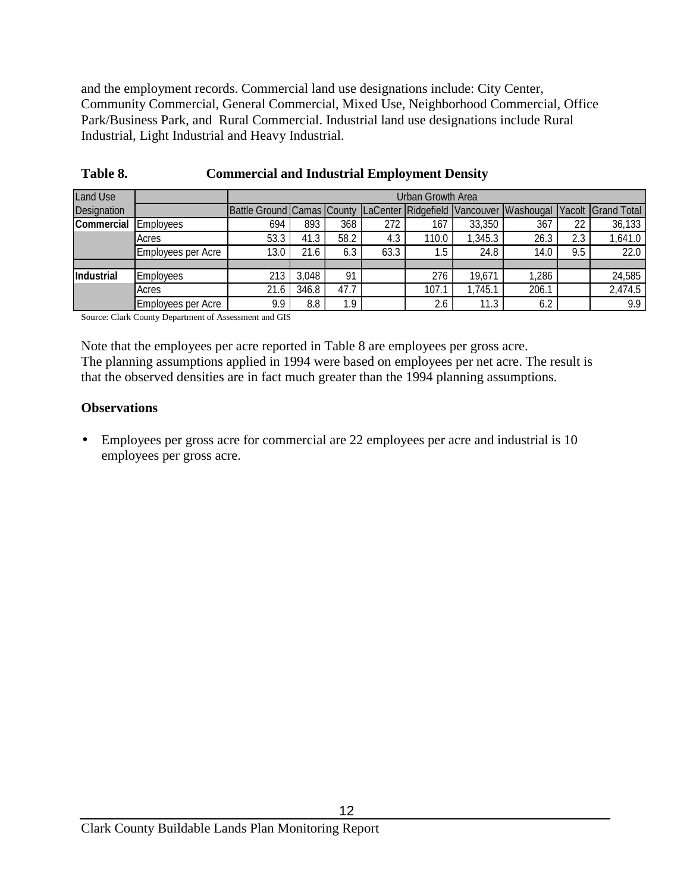and the employment records. Commercial land use designations include: City Center, Community Commercial, General Commercial, Mixed Use, Neighborhood Commercial, Office Park/Business Park, and Rural Commercial. Industrial land use designations include Rural Industrial, Light Industrial and Heavy Industrial.

**Table 8. Commercial and Industrial Employment Density**

| Land Use | | Urban Growth Area | | | | | | | | |
|---|---|---|---|---|---|---|---|---|---|---|
| Designation | | Battle Ground | Camas | County | LaCenter | Ridgefield | Vancouver | Washougal | Yacolt | Grand Total |
| **Commercial** | Employees | 694 | 893 | 368 | 272 | 167 | 33,350 | 367 | 22 | 36,133 |
| | Acres | 53.3 | 41.3 | 58.2 | 4.3 | 110.0 | 1,345.3 | 26.3 | 2.3 | 1,641.0 |
| | Employees per Acre | 13.0 | 21.6 | 6.3 | 63.3 | 1.5 | 24.8 | 14.0 | 9.5 | 22.0 |
| | | | | | | | | | | |
| **Industrial** | Employees | 213 | 3,048 | 91 | | 276 | 19,671 | 1,286 | | 24,585 |
| | Acres | 21.6 | 346.8 | 47.7 | | 107.1 | 1,745.1 | 206.1 | | 2,474.5 |
| | Employees per Acre | 9.9 | 8.8 | 1.9 | | 2.6 | 11.3 | 6.2 | | 9.9 |

Source: Clark County Department of Assessment and GIS

Note that the employees per acre reported in Table 8 are employees per gross acre. The planning assumptions applied in 1994 were based on employees per net acre. The result is that the observed densities are in fact much greater than the 1994 planning assumptions.

### Observations

- Employees per gross acre for commercial are 22 employees per acre and industrial is 10 employees per gross acre.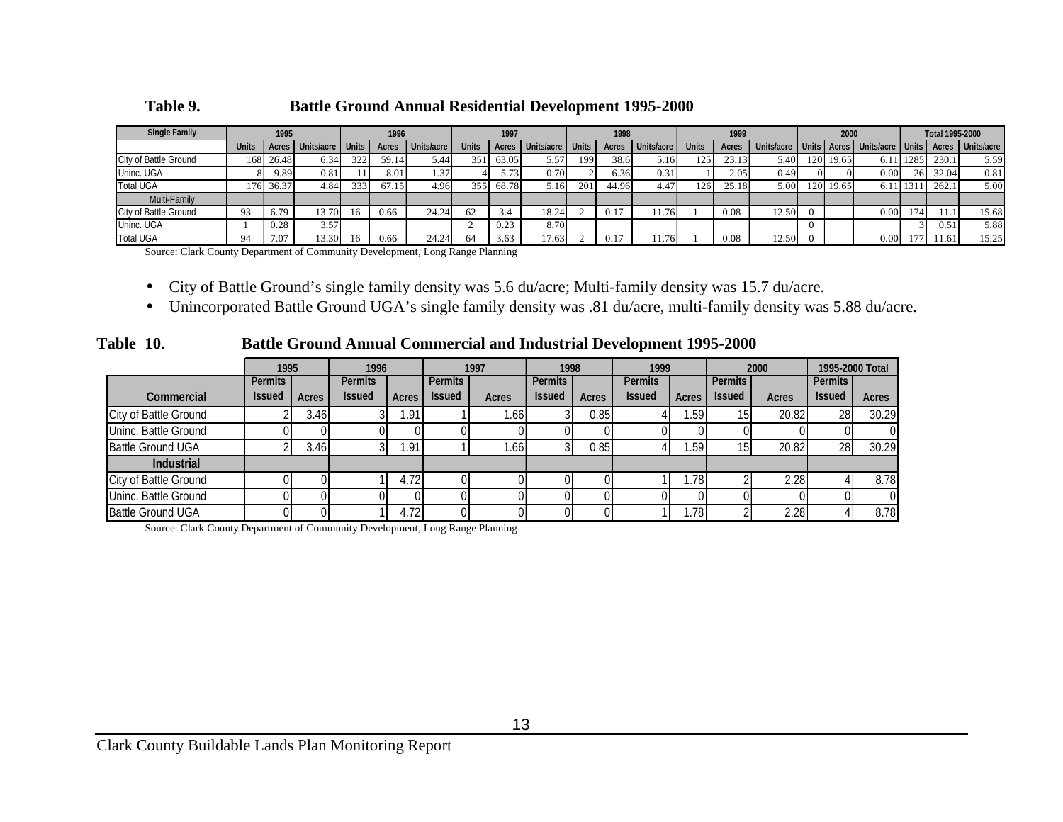**Table 9. Battle Ground Annual Residential Development 1995-2000**

| Single Family | 1995 | | | 1996 | | | 1997 | | | 1998 | | | 1999 | | | 2000 | | | Total 1995-2000 | | |
|---|---|---|---|---|---|---|---|---|---|---|---|---|---|---|---|---|---|---|---|---|---|
| | Units | Acres | Units/acre | Units | Acres | Units/acre | Units | Acres | Units/acre | Units | Acres | Units/acre | Units | Acres | Units/acre | Units | Acres | Units/acre | Units | Acres | Units/acre |
| City of Battle Ground | 168 | 26.48 | 6.34 | 322 | 59.14 | 5.44 | 351 | 63.05 | 5.57 | 199 | 38.6 | 5.16 | 125 | 23.13 | 5.40 | 120 | 19.65 | 6.11 | 1285 | 230.1 | 5.59 |
| Uninc. UGA | 8 | 9.89 | 0.81 | 11 | 8.01 | 1.37 | 4 | 5.73 | 0.70 | 2 | 6.36 | 0.31 | 1 | 2.05 | 0.49 | 0 | 0 | 0.00 | 26 | 32.04 | 0.81 |
| Total UGA | 176 | 36.37 | 4.84 | 333 | 67.15 | 4.96 | 355 | 68.78 | 5.16 | 201 | 44.96 | 4.47 | 126 | 25.18 | 5.00 | 120 | 19.65 | 6.11 | 1311 | 262.1 | 5.00 |
| Multi-Family | | | | | | | | | | | | | | | | | | | | | |
| City of Battle Ground | 93 | 6.79 | 13.70 | 16 | 0.66 | 24.24 | 62 | 3.4 | 18.24 | 2 | 0.17 | 11.76 | 1 | 0.08 | 12.50 | 0 | | 0.00 | 174 | 11.1 | 15.68 |
| Uninc. UGA | 1 | 0.28 | 3.57 | | | | 2 | 0.23 | 8.70 | | | | | | | 0 | | | 3 | 0.51 | 5.88 |
| Total UGA | 94 | 7.07 | 13.30 | 16 | 0.66 | 24.24 | 64 | 3.63 | 17.63 | 2 | 0.17 | 11.76 | 1 | 0.08 | 12.50 | 0 | | 0.00 | 177 | 11.61 | 15.25 |

Source: Clark County Department of Community Development, Long Range Planning

- City of Battle Ground's single family density was 5.6 du/acre; Multi-family density was 15.7 du/acre.
- Unincorporated Battle Ground UGA's single family density was .81 du/acre, multi-family density was 5.88 du/acre.

**Table 10. Battle Ground Annual Commercial and Industrial Development 1995-2000**

| | 1995 | | 1996 | | 1997 | | 1998 | | 1999 | | 2000 | | 1995-2000 Total | |
|---|---|---|---|---|---|---|---|---|---|---|---|---|---|---|
| Commercial | Permits Issued | Acres | Permits Issued | Acres | Permits Issued | Acres | Permits Issued | Acres | Permits Issued | Acres | Permits Issued | Acres | Permits Issued | Acres |
| City of Battle Ground | 2 | 3.46 | 3 | 1.91 | 1 | 1.66 | 3 | 0.85 | 4 | 1.59 | 15 | 20.82 | 28 | 30.29 |
| Uninc. Battle Ground | 0 | 0 | 0 | 0 | 0 | 0 | 0 | 0 | 0 | 0 | 0 | 0 | 0 | 0 |
| Battle Ground UGA | 2 | 3.46 | 3 | 1.91 | 1 | 1.66 | 3 | 0.85 | 4 | 1.59 | 15 | 20.82 | 28 | 30.29 |
| **Industrial** | | | | | | | | | | | | | | |
| City of Battle Ground | 0 | 0 | 1 | 4.72 | 0 | 0 | 0 | 0 | 1 | 1.78 | 2 | 2.28 | 4 | 8.78 |
| Uninc. Battle Ground | 0 | 0 | 0 | 0 | 0 | 0 | 0 | 0 | 0 | 0 | 0 | 0 | 0 | 0 |
| Battle Ground UGA | 0 | 0 | 1 | 4.72 | 0 | 0 | 0 | 0 | 1 | 1.78 | 2 | 2.28 | 4 | 8.78 |

Source: Clark County Department of Community Development, Long Range Planning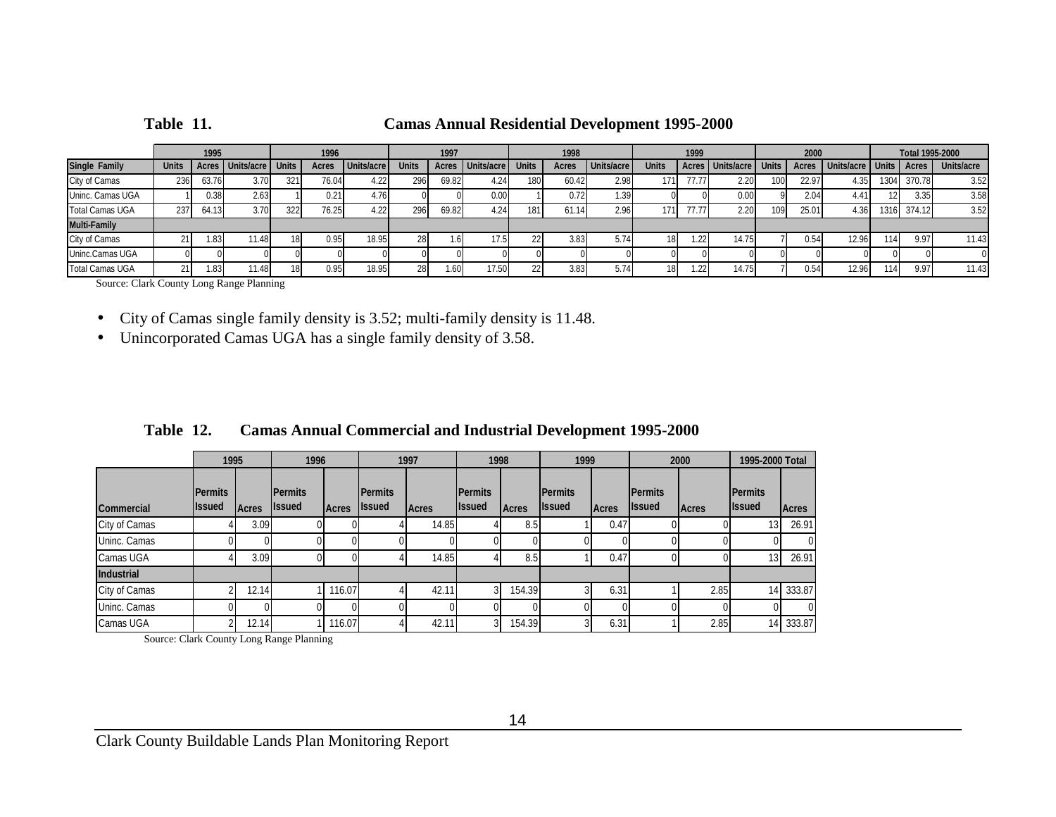**Table 11. Camas Annual Residential Development 1995-2000**

| | 1995 | | | 1996 | | | 1997 | | | 1998 | | | 1999 | | | 2000 | | | Total 1995-2000 | | |
|---|---|---|---|---|---|---|---|---|---|---|---|---|---|---|---|---|---|---|---|---|---|
| **Single Family** | **Units** | **Acres** | **Units/acre** | **Units** | **Acres** | **Units/acre** | **Units** | **Acres** | **Units/acre** | **Units** | **Acres** | **Units/acre** | **Units** | **Acres** | **Units/acre** | **Units** | **Acres** | **Units/acre** | **Units** | **Acres** | **Units/acre** |
| City of Camas | 236 | 63.76 | 3.70 | 321 | 76.04 | 4.22 | 296 | 69.82 | 4.24 | 180 | 60.42 | 2.98 | 171 | 77.77 | 2.20 | 100 | 22.97 | 4.35 | 1304 | 370.78 | 3.52 |
| Uninc. Camas UGA | 1 | 0.38 | 2.63 | 1 | 0.21 | 4.76 | 0 | 0 | 0.00 | 1 | 0.72 | 1.39 | 0 | 0 | 0.00 | 9 | 2.04 | 4.41 | 12 | 3.35 | 3.58 |
| Total Camas UGA | 237 | 64.13 | 3.70 | 322 | 76.25 | 4.22 | 296 | 69.82 | 4.24 | 181 | 61.14 | 2.96 | 171 | 77.77 | 2.20 | 109 | 25.01 | 4.36 | 1316 | 374.12 | 3.52 |
| **Multi-Family** | | | | | | | | | | | | | | | | | | | | | |
| City of Camas | 21 | 1.83 | 11.48 | 18 | 0.95 | 18.95 | 28 | 1.6 | 17.5 | 22 | 3.83 | 5.74 | 18 | 1.22 | 14.75 | 7 | 0.54 | 12.96 | 114 | 9.97 | 11.43 |
| Uninc.Camas UGA | 0 | 0 | 0 | 0 | 0 | 0 | 0 | 0 | 0 | 0 | 0 | 0 | 0 | 0 | 0 | 0 | 0 | 0 | 0 | 0 | 0 |
| Total Camas UGA | 21 | 1.83 | 11.48 | 18 | 0.95 | 18.95 | 28 | 1.60 | 17.50 | 22 | 3.83 | 5.74 | 18 | 1.22 | 14.75 | 7 | 0.54 | 12.96 | 114 | 9.97 | 11.43 |

Source: Clark County Long Range Planning

- City of Camas single family density is 3.52; multi-family density is 11.48.
- Unincorporated Camas UGA has a single family density of 3.58.

**Table 12. Camas Annual Commercial and Industrial Development 1995-2000**

| | 1995 | | 1996 | | 1997 | | 1998 | | 1999 | | 2000 | | 1995-2000 Total | |
|---|---|---|---|---|---|---|---|---|---|---|---|---|---|---|
| **Commercial** | **Permits Issued** | **Acres** | **Permits Issued** | **Acres** | **Permits Issued** | **Acres** | **Permits Issued** | **Acres** | **Permits Issued** | **Acres** | **Permits Issued** | **Acres** | **Permits Issued** | **Acres** |
| City of Camas | 4 | 3.09 | 0 | 0 | 4 | 14.85 | 4 | 8.5 | 1 | 0.47 | 0 | 0 | 13 | 26.91 |
| Uninc. Camas | 0 | 0 | 0 | 0 | 0 | 0 | 0 | 0 | 0 | 0 | 0 | 0 | 0 | 0 |
| Camas UGA | 4 | 3.09 | 0 | 0 | 4 | 14.85 | 4 | 8.5 | 1 | 0.47 | 0 | 0 | 13 | 26.91 |
| **Industrial** | | | | | | | | | | | | | | |
| City of Camas | 2 | 12.14 | 1 | 116.07 | 4 | 42.11 | 3 | 154.39 | 3 | 6.31 | 1 | 2.85 | 14 | 333.87 |
| Uninc. Camas | 0 | 0 | 0 | 0 | 0 | 0 | 0 | 0 | 0 | 0 | 0 | 0 | 0 | 0 |
| Camas UGA | 2 | 12.14 | 1 | 116.07 | 4 | 42.11 | 3 | 154.39 | 3 | 6.31 | 1 | 2.85 | 14 | 333.87 |

Source: Clark County Long Range Planning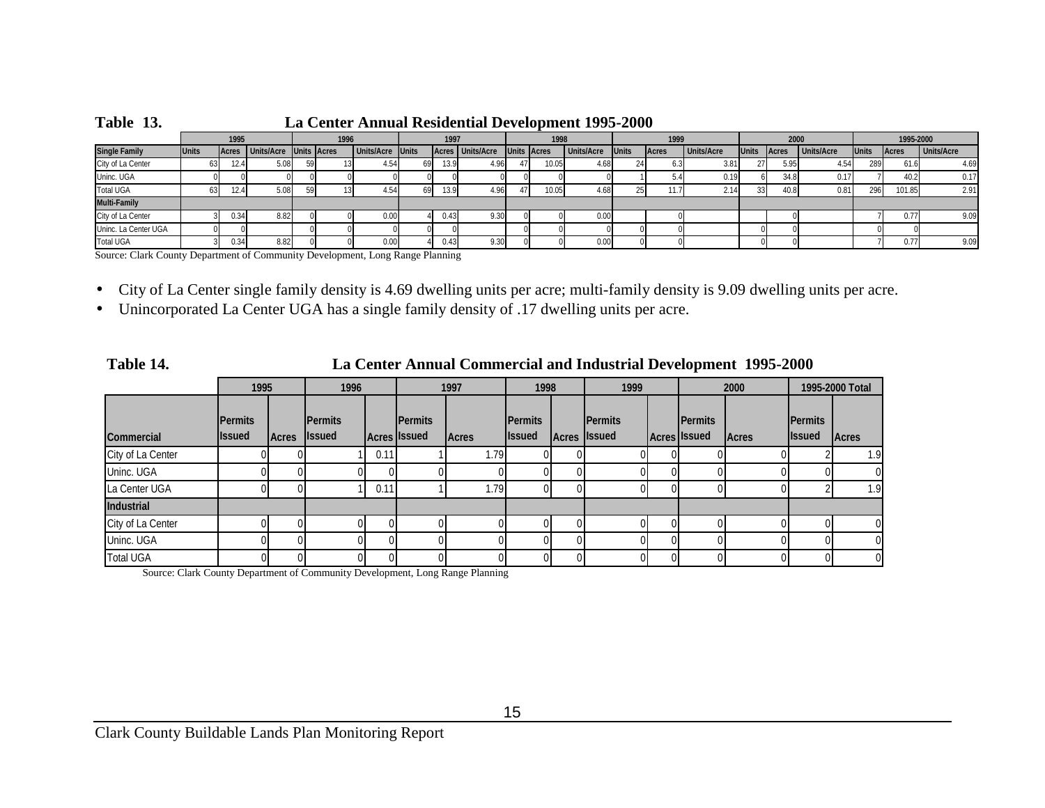**Table 13. La Center Annual Residential Development 1995-2000**

| | 1995 | | | 1996 | | | 1997 | | | 1998 | | | 1999 | | | 2000 | | | 1995-2000 | | |
|---|---|---|---|---|---|---|---|---|---|---|---|---|---|---|---|---|---|---|---|---|---|
| **Single Family** | **Units** | **Acres** | **Units/Acre** | **Units** | **Acres** | **Units/Acre** | **Units** | **Acres** | **Units/Acre** | **Units** | **Acres** | **Units/Acre** | **Units** | **Acres** | **Units/Acre** | **Units** | **Acres** | **Units/Acre** | **Units** | **Acres** | **Units/Acre** |
| City of La Center | 63 | 12.4 | 5.08 | 59 | 13 | 4.54 | 69 | 13.9 | 4.96 | 47 | 10.05 | 4.68 | 24 | 6.3 | 3.81 | 27 | 5.95 | 4.54 | 289 | 61.6 | 4.69 |
| Uninc. UGA | 0 | 0 | 0 | 0 | 0 | 0 | 0 | 0 | 0 | 0 | 0 | 0 | 1 | 5.4 | 0.19 | 6 | 34.8 | 0.17 | 7 | 40.2 | 0.17 |
| Total UGA | 63 | 12.4 | 5.08 | 59 | 13 | 4.54 | 69 | 13.9 | 4.96 | 47 | 10.05 | 4.68 | 25 | 11.7 | 2.14 | 33 | 40.8 | 0.81 | 296 | 101.85 | 2.91 |
| **Multi-Family** | | | | | | | | | | | | | | | | | | | | | |
| City of La Center | 3 | 0.34 | 8.82 | 0 | 0 | 0.00 | 4 | 0.43 | 9.30 | 0 | 0 | 0.00 | | 0 | | | 0 | | 7 | 0.77 | 9.09 |
| Uninc. La Center UGA | 0 | 0 | | 0 | 0 | 0 | 0 | 0 | | 0 | 0 | 0 | 0 | 0 | | 0 | 0 | | 0 | 0 | |
| Total UGA | 3 | 0.34 | 8.82 | 0 | 0 | 0.00 | 4 | 0.43 | 9.30 | 0 | 0 | 0.00 | 0 | 0 | | 0 | 0 | | 7 | 0.77 | 9.09 |

Source: Clark County Department of Community Development, Long Range Planning

- City of La Center single family density is 4.69 dwelling units per acre; multi-family density is 9.09 dwelling units per acre.
- Unincorporated La Center UGA has a single family density of .17 dwelling units per acre.

**Table 14. La Center Annual Commercial and Industrial Development 1995-2000**

| | 1995 | | 1996 | | 1997 | | 1998 | | 1999 | | 2000 | | 1995-2000 Total | |
|---|---|---|---|---|---|---|---|---|---|---|---|---|---|---|
| **Commercial** | **Permits Issued** | **Acres** | **Permits Issued** | **Acres** | **Permits Issued** | **Acres** | **Permits Issued** | **Acres** | **Permits Issued** | **Acres** | **Permits Issued** | **Acres** | **Permits Issued** | **Acres** |
| City of La Center | 0 | 0 | 1 | 0.11 | 1 | 1.79 | 0 | 0 | 0 | 0 | 0 | 0 | 2 | 1.9 |
| Uninc. UGA | 0 | 0 | 0 | 0 | 0 | 0 | 0 | 0 | 0 | 0 | 0 | 0 | 0 | 0 |
| La Center UGA | 0 | 0 | 1 | 0.11 | 1 | 1.79 | 0 | 0 | 0 | 0 | 0 | 0 | 2 | 1.9 |
| **Industrial** | | | | | | | | | | | | | | |
| City of La Center | 0 | 0 | 0 | 0 | 0 | 0 | 0 | 0 | 0 | 0 | 0 | 0 | 0 | 0 |
| Uninc. UGA | 0 | 0 | 0 | 0 | 0 | 0 | 0 | 0 | 0 | 0 | 0 | 0 | 0 | 0 |
| Total UGA | 0 | 0 | 0 | 0 | 0 | 0 | 0 | 0 | 0 | 0 | 0 | 0 | 0 | 0 |

Source: Clark County Department of Community Development, Long Range Planning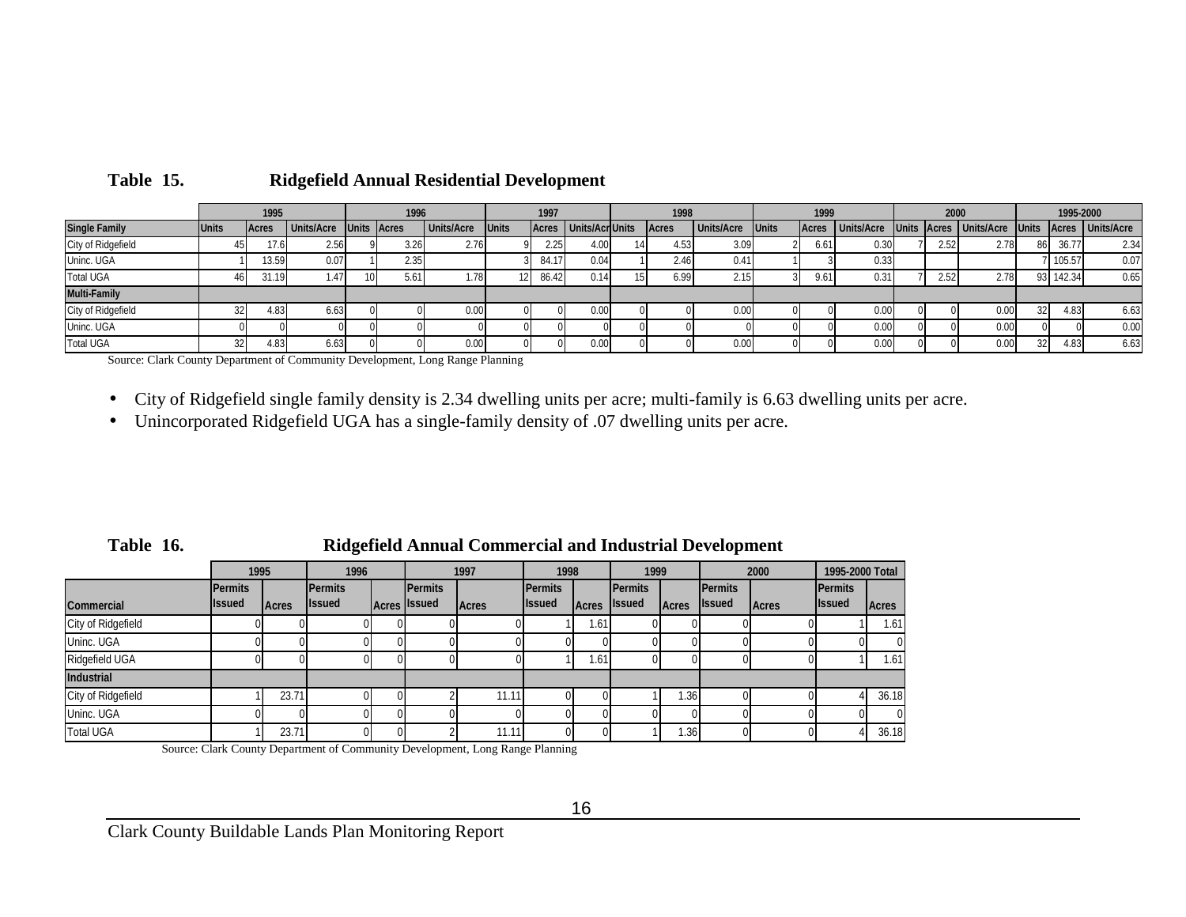**Table 15. Ridgefield Annual Residential Development**

| | 1995 | | | 1996 | | | 1997 | | | 1998 | | | 1999 | | | 2000 | | | 1995-2000 | | |
|---|---|---|---|---|---|---|---|---|---|---|---|---|---|---|---|---|---|---|---|---|---|
| **Single Family** | Units | Acres | Units/Acre | Units | Acres | Units/Acre | Units | Acres | Units/Acre | Units | Acres | Units/Acre | Units | Acres | Units/Acre | Units | Acres | Units/Acre | Units | Acres | Units/Acre |
| City of Ridgefield | 45 | 17.6 | 2.56 | 9 | 3.26 | 2.76 | 9 | 2.25 | 4.00 | 14 | 4.53 | 3.09 | 2 | 6.61 | 0.30 | 7 | 2.52 | 2.78 | 86 | 36.77 | 2.34 |
| Uninc. UGA | 1 | 13.59 | 0.07 | 1 | 2.35 | | 3 | 84.17 | 0.04 | 1 | 2.46 | 0.41 | 1 | 3 | 0.33 | | | | 7 | 105.57 | 0.07 |
| Total UGA | 46 | 31.19 | 1.47 | 10 | 5.61 | 1.78 | 12 | 86.42 | 0.14 | 15 | 6.99 | 2.15 | 3 | 9.61 | 0.31 | 7 | 2.52 | 2.78 | 93 | 142.34 | 0.65 |
| **Multi-Family** | | | | | | | | | | | | | | | | | | | | | |
| City of Ridgefield | 32 | 4.83 | 6.63 | 0 | 0 | 0.00 | 0 | 0 | 0.00 | 0 | 0 | 0.00 | 0 | 0 | 0.00 | 0 | 0 | 0.00 | 32 | 4.83 | 6.63 |
| Uninc. UGA | 0 | 0 | 0 | 0 | 0 | 0 | 0 | 0 | 0 | 0 | 0 | 0 | 0 | 0 | 0.00 | 0 | 0 | 0.00 | 0 | 0 | 0.00 |
| Total UGA | 32 | 4.83 | 6.63 | 0 | 0 | 0.00 | 0 | 0 | 0.00 | 0 | 0 | 0.00 | 0 | 0 | 0.00 | 0 | 0 | 0.00 | 32 | 4.83 | 6.63 |

Source: Clark County Department of Community Development, Long Range Planning

- City of Ridgefield single family density is 2.34 dwelling units per acre; multi-family is 6.63 dwelling units per acre.
- Unincorporated Ridgefield UGA has a single-family density of .07 dwelling units per acre.

**Table 16. Ridgefield Annual Commercial and Industrial Development**

| | 1995 | | 1996 | | 1997 | | 1998 | | 1999 | | 2000 | | 1995-2000 Total | |
|---|---|---|---|---|---|---|---|---|---|---|---|---|---|---|
| **Commercial** | Permits Issued | Acres | Permits Issued | Acres | Permits Issued | Acres | Permits Issued | Acres | Permits Issued | Acres | Permits Issued | Acres | Permits Issued | Acres |
| City of Ridgefield | 0 | 0 | 0 | 0 | 0 | 0 | 1 | 1.61 | 0 | 0 | 0 | 0 | 1 | 1.61 |
| Uninc. UGA | 0 | 0 | 0 | 0 | 0 | 0 | 0 | 0 | 0 | 0 | 0 | 0 | 0 | 0 |
| Ridgefield UGA | 0 | 0 | 0 | 0 | 0 | 0 | 1 | 1.61 | 0 | 0 | 0 | 0 | 1 | 1.61 |
| **Industrial** | | | | | | | | | | | | | | |
| City of Ridgefield | 1 | 23.71 | 0 | 0 | 2 | 11.11 | 0 | 0 | 1 | 1.36 | 0 | 0 | 4 | 36.18 |
| Uninc. UGA | 0 | 0 | 0 | 0 | 0 | 0 | 0 | 0 | 0 | 0 | 0 | 0 | 0 | 0 |
| Total UGA | 1 | 23.71 | 0 | 0 | 2 | 11.11 | 0 | 0 | 1 | 1.36 | 0 | 0 | 4 | 36.18 |

Source: Clark County Department of Community Development, Long Range Planning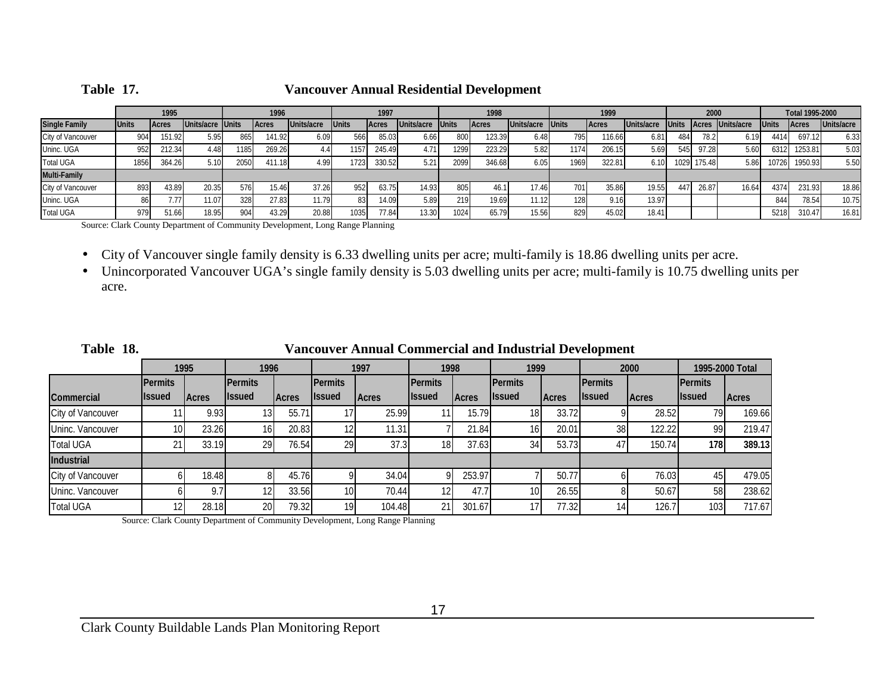**Table 17. Vancouver Annual Residential Development**

| | 1995 | | | 1996 | | | 1997 | | | 1998 | | | 1999 | | | 2000 | | | Total 1995-2000 | | |
|---|---|---|---|---|---|---|---|---|---|---|---|---|---|---|---|---|---|---|---|---|---|
| **Single Family** | Units | Acres | Units/acre | Units | Acres | Units/acre | Units | Acres | Units/acre | Units | Acres | Units/acre | Units | Acres | Units/acre | Units | Acres | Units/acre | Units | Acres | Units/acre |
| City of Vancouver | 904 | 151.92 | 5.95 | 865 | 141.92 | 6.09 | 566 | 85.03 | 6.66 | 800 | 123.39 | 6.48 | 795 | 116.66 | 6.81 | 484 | 78.2 | 6.19 | 4414 | 697.12 | 6.33 |
| Uninc. UGA | 952 | 212.34 | 4.48 | 1185 | 269.26 | 4.4 | 1157 | 245.49 | 4.71 | 1299 | 223.29 | 5.82 | 1174 | 206.15 | 5.69 | 545 | 97.28 | 5.60 | 6312 | 1253.81 | 5.03 |
| Total UGA | 1856 | 364.26 | 5.10 | 2050 | 411.18 | 4.99 | 1723 | 330.52 | 5.21 | 2099 | 346.68 | 6.05 | 1969 | 322.81 | 6.10 | 1029 | 175.48 | 5.86 | 10726 | 1950.93 | 5.50 |
| **Multi-Family** | | | | | | | | | | | | | | | | | | | | | |
| City of Vancouver | 893 | 43.89 | 20.35 | 576 | 15.46 | 37.26 | 952 | 63.75 | 14.93 | 805 | 46.1 | 17.46 | 701 | 35.86 | 19.55 | 447 | 26.87 | 16.64 | 4374 | 231.93 | 18.86 |
| Uninc. UGA | 86 | 7.77 | 11.07 | 328 | 27.83 | 11.79 | 83 | 14.09 | 5.89 | 219 | 19.69 | 11.12 | 128 | 9.16 | 13.97 | | | | 844 | 78.54 | 10.75 |
| Total UGA | 979 | 51.66 | 18.95 | 904 | 43.29 | 20.88 | 1035 | 77.84 | 13.30 | 1024 | 65.79 | 15.56 | 829 | 45.02 | 18.41 | | | | 5218 | 310.47 | 16.81 |

Source: Clark County Department of Community Development, Long Range Planning

- City of Vancouver single family density is 6.33 dwelling units per acre; multi-family is 18.86 dwelling units per acre.
- Unincorporated Vancouver UGA's single family density is 5.03 dwelling units per acre; multi-family is 10.75 dwelling units per acre.

**Table 18. Vancouver Annual Commercial and Industrial Development**

| | 1995 | | 1996 | | 1997 | | 1998 | | 1999 | | 2000 | | 1995-2000 Total | |
|---|---|---|---|---|---|---|---|---|---|---|---|---|---|---|
| **Commercial** | Permits Issued | Acres | Permits Issued | Acres | Permits Issued | Acres | Permits Issued | Acres | Permits Issued | Acres | Permits Issued | Acres | Permits Issued | Acres |
| City of Vancouver | 11 | 9.93 | 13 | 55.71 | 17 | 25.99 | 11 | 15.79 | 18 | 33.72 | 9 | 28.52 | 79 | 169.66 |
| Uninc. Vancouver | 10 | 23.26 | 16 | 20.83 | 12 | 11.31 | 7 | 21.84 | 16 | 20.01 | 38 | 122.22 | 99 | 219.47 |
| Total UGA | 21 | 33.19 | 29 | 76.54 | 29 | 37.3 | 18 | 37.63 | 34 | 53.73 | 47 | 150.74 | **178** | **389.13** |
| **Industrial** | | | | | | | | | | | | | | |
| City of Vancouver | 6 | 18.48 | 8 | 45.76 | 9 | 34.04 | 9 | 253.97 | 7 | 50.77 | 6 | 76.03 | 45 | 479.05 |
| Uninc. Vancouver | 6 | 9.7 | 12 | 33.56 | 10 | 70.44 | 12 | 47.7 | 10 | 26.55 | 8 | 50.67 | 58 | 238.62 |
| Total UGA | 12 | 28.18 | 20 | 79.32 | 19 | 104.48 | 21 | 301.67 | 17 | 77.32 | 14 | 126.7 | 103 | 717.67 |

Source: Clark County Department of Community Development, Long Range Planning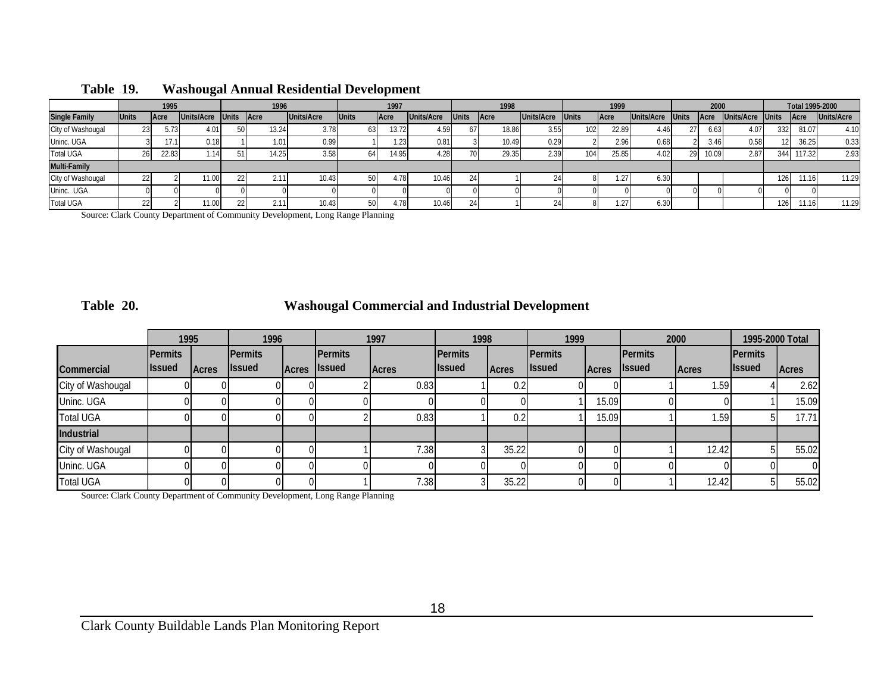**Table 19. Washougal Annual Residential Development**

| | 1995 | | | 1996 | | | 1997 | | | 1998 | | | 1999 | | | 2000 | | | Total 1995-2000 | | |
|---|---|---|---|---|---|---|---|---|---|---|---|---|---|---|---|---|---|---|---|---|---|
| **Single Family** | Units | Acre | Units/Acre | Units | Acre | Units/Acre | Units | Acre | Units/Acre | Units | Acre | Units/Acre | Units | Acre | Units/Acre | Units | Acre | Units/Acre | Units | Acre | Units/Acre |
| City of Washougal | 23 | 5.73 | 4.01 | 50 | 13.24 | 3.78 | 63 | 13.72 | 4.59 | 67 | 18.86 | 3.55 | 102 | 22.89 | 4.46 | 27 | 6.63 | 4.07 | 332 | 81.07 | 4.10 |
| Uninc. UGA | 3 | 17.1 | 0.18 | 1 | 1.01 | 0.99 | 1 | 1.23 | 0.81 | 3 | 10.49 | 0.29 | 2 | 2.96 | 0.68 | 2 | 3.46 | 0.58 | 12 | 36.25 | 0.33 |
| Total UGA | 26 | 22.83 | 1.14 | 51 | 14.25 | 3.58 | 64 | 14.95 | 4.28 | 70 | 29.35 | 2.39 | 104 | 25.85 | 4.02 | 29 | 10.09 | 2.87 | 344 | 117.32 | 2.93 |
| **Multi-Family** | | | | | | | | | | | | | | | | | | | | | |
| City of Washougal | 22 | 2 | 11.00 | 22 | 2.11 | 10.43 | 50 | 4.78 | 10.46 | 24 | 1 | 24 | 8 | 1.27 | 6.30 | | | | 126 | 11.16 | 11.29 |
| Uninc. UGA | 0 | 0 | 0 | 0 | 0 | 0 | 0 | 0 | 0 | 0 | 0 | 0 | 0 | 0 | 0 | 0 | 0 | 0 | 0 | 0 | |
| Total UGA | 22 | 2 | 11.00 | 22 | 2.11 | 10.43 | 50 | 4.78 | 10.46 | 24 | 1 | 24 | 8 | 1.27 | 6.30 | | | | 126 | 11.16 | 11.29 |

Source: Clark County Department of Community Development, Long Range Planning

**Table 20. Washougal Commercial and Industrial Development**

| | 1995 | | 1996 | | 1997 | | 1998 | | 1999 | | 2000 | | 1995-2000 Total | |
|---|---|---|---|---|---|---|---|---|---|---|---|---|---|---|
| **Commercial** | Permits Issued | Acres | Permits Issued | Acres | Permits Issued | Acres | Permits Issued | Acres | Permits Issued | Acres | Permits Issued | Acres | Permits Issued | Acres |
| City of Washougal | 0 | 0 | 0 | 0 | 2 | 0.83 | 1 | 0.2 | 0 | 0 | 1 | 1.59 | 4 | 2.62 |
| Uninc. UGA | 0 | 0 | 0 | 0 | 0 | 0 | 0 | 0 | 1 | 15.09 | 0 | 0 | 1 | 15.09 |
| Total UGA | 0 | 0 | 0 | 0 | 2 | 0.83 | 1 | 0.2 | 1 | 15.09 | 1 | 1.59 | 5 | 17.71 |
| **Industrial** | | | | | | | | | | | | | | |
| City of Washougal | 0 | 0 | 0 | 0 | 1 | 7.38 | 3 | 35.22 | 0 | 0 | 1 | 12.42 | 5 | 55.02 |
| Uninc. UGA | 0 | 0 | 0 | 0 | 0 | 0 | 0 | 0 | 0 | 0 | 0 | 0 | 0 | 0 |
| Total UGA | 0 | 0 | 0 | 0 | 1 | 7.38 | 3 | 35.22 | 0 | 0 | 1 | 12.42 | 5 | 55.02 |

Source: Clark County Department of Community Development, Long Range Planning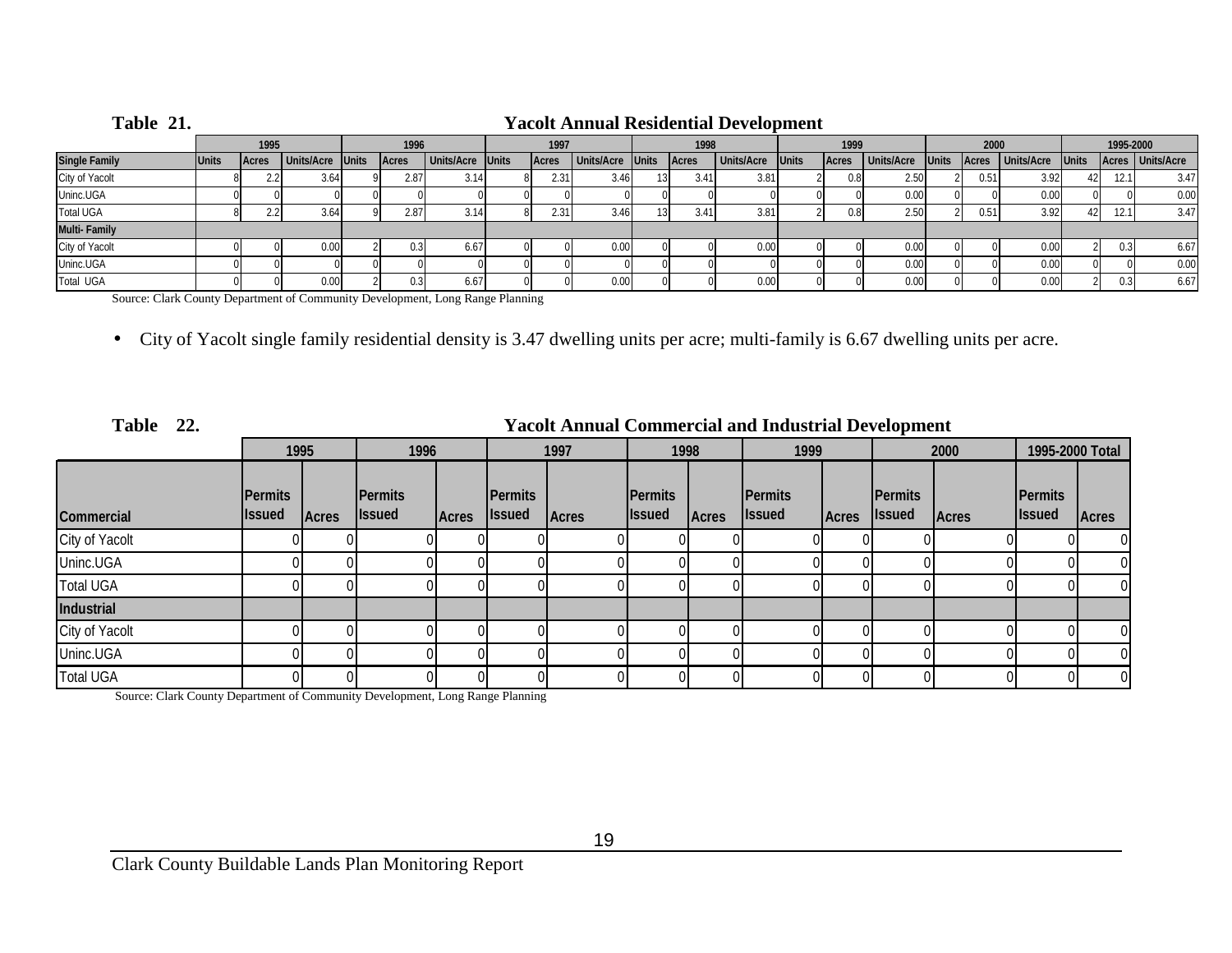**Table 21. Yacolt Annual Residential Development**

| | 1995 | | | 1996 | | | 1997 | | | 1998 | | | 1999 | | | 2000 | | | 1995-2000 | | |
|---|---|---|---|---|---|---|---|---|---|---|---|---|---|---|---|---|---|---|---|---|---|
| **Single Family** | Units | Acres | Units/Acre | Units | Acres | Units/Acre | Units | Acres | Units/Acre | Units | Acres | Units/Acre | Units | Acres | Units/Acre | Units | Acres | Units/Acre | Units | Acres | Units/Acre |
| City of Yacolt | 8 | 2.2 | 3.64 | 9 | 2.87 | 3.14 | 8 | 2.31 | 3.46 | 13 | 3.41 | 3.81 | 2 | 0.8 | 2.50 | 2 | 0.51 | 3.92 | 42 | 12.1 | 3.47 |
| Uninc.UGA | 0 | 0 | 0 | 0 | 0 | 0 | 0 | 0 | 0 | 0 | 0 | 0 | 0 | 0 | 0.00 | 0 | 0 | 0.00 | 0 | 0 | 0.00 |
| Total UGA | 8 | 2.2 | 3.64 | 9 | 2.87 | 3.14 | 8 | 2.31 | 3.46 | 13 | 3.41 | 3.81 | 2 | 0.8 | 2.50 | 2 | 0.51 | 3.92 | 42 | 12.1 | 3.47 |
| **Multi- Family** | | | | | | | | | | | | | | | | | | | | | |
| City of Yacolt | 0 | 0 | 0.00 | 2 | 0.3 | 6.67 | 0 | 0 | 0.00 | 0 | 0 | 0.00 | 0 | 0 | 0.00 | 0 | 0 | 0.00 | 2 | 0.3 | 6.67 |
| Uninc.UGA | 0 | 0 | 0 | 0 | 0 | 0 | 0 | 0 | 0 | 0 | 0 | 0 | 0 | 0 | 0.00 | 0 | 0 | 0.00 | 0 | 0 | 0.00 |
| Total UGA | 0 | 0 | 0.00 | 2 | 0.3 | 6.67 | 0 | 0 | 0.00 | 0 | 0 | 0.00 | 0 | 0 | 0.00 | 0 | 0 | 0.00 | 2 | 0.3 | 6.67 |

Source: Clark County Department of Community Development, Long Range Planning

- City of Yacolt single family residential density is 3.47 dwelling units per acre; multi-family is 6.67 dwelling units per acre.

**Table 22. Yacolt Annual Commercial and Industrial Development**

| | 1995 | | 1996 | | 1997 | | 1998 | | 1999 | | 2000 | | 1995-2000 Total | |
|---|---|---|---|---|---|---|---|---|---|---|---|---|---|---|
| **Commercial** | Permits Issued | Acres | Permits Issued | Acres | Permits Issued | Acres | Permits Issued | Acres | Permits Issued | Acres | Permits Issued | Acres | Permits Issued | Acres |
| City of Yacolt | 0 | 0 | 0 | 0 | 0 | 0 | 0 | 0 | 0 | 0 | 0 | 0 | 0 | 0 |
| Uninc.UGA | 0 | 0 | 0 | 0 | 0 | 0 | 0 | 0 | 0 | 0 | 0 | 0 | 0 | 0 |
| Total UGA | 0 | 0 | 0 | 0 | 0 | 0 | 0 | 0 | 0 | 0 | 0 | 0 | 0 | 0 |
| **Industrial** | | | | | | | | | | | | | | |
| City of Yacolt | 0 | 0 | 0 | 0 | 0 | 0 | 0 | 0 | 0 | 0 | 0 | 0 | 0 | 0 |
| Uninc.UGA | 0 | 0 | 0 | 0 | 0 | 0 | 0 | 0 | 0 | 0 | 0 | 0 | 0 | 0 |
| Total UGA | 0 | 0 | 0 | 0 | 0 | 0 | 0 | 0 | 0 | 0 | 0 | 0 | 0 | 0 |

Source: Clark County Department of Community Development, Long Range Planning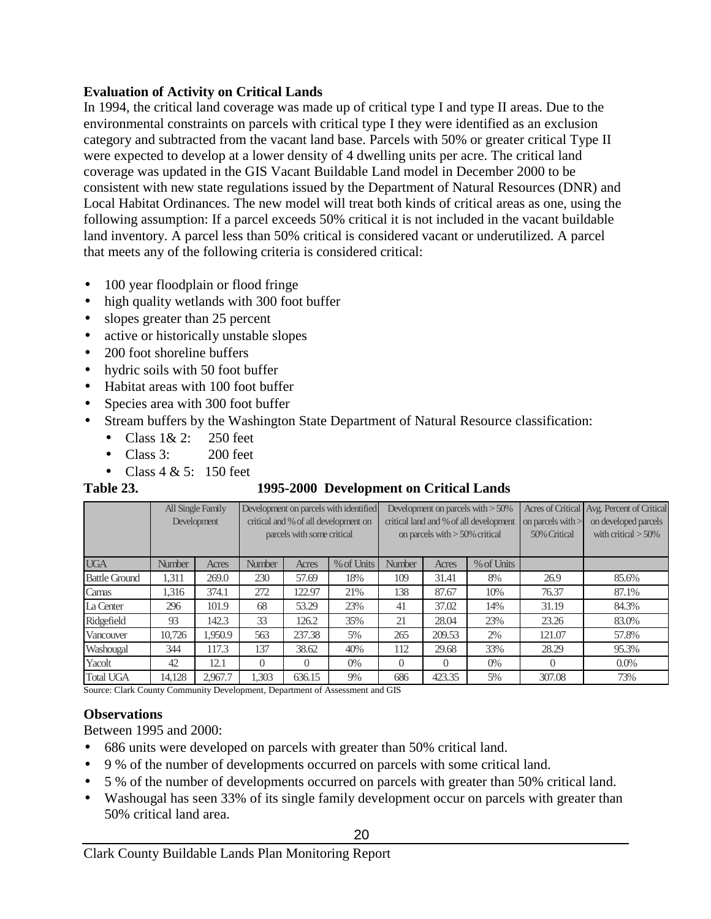**Evaluation of Activity on Critical Lands**

In 1994, the critical land coverage was made up of critical type I and type II areas. Due to the environmental constraints on parcels with critical type I they were identified as an exclusion category and subtracted from the vacant land base. Parcels with 50% or greater critical Type II were expected to develop at a lower density of 4 dwelling units per acre. The critical land coverage was updated in the GIS Vacant Buildable Land model in December 2000 to be consistent with new state regulations issued by the Department of Natural Resources (DNR) and Local Habitat Ordinances. The new model will treat both kinds of critical areas as one, using the following assumption: If a parcel exceeds 50% critical it is not included in the vacant buildable land inventory. A parcel less than 50% critical is considered vacant or underutilized. A parcel that meets any of the following criteria is considered critical:

- 100 year floodplain or flood fringe
- high quality wetlands with 300 foot buffer
- slopes greater than 25 percent
- active or historically unstable slopes
- 200 foot shoreline buffers
- hydric soils with 50 foot buffer
- Habitat areas with 100 foot buffer
- Species area with 300 foot buffer
- Stream buffers by the Washington State Department of Natural Resource classification:
  - Class 1& 2: 250 feet
  - Class 3: 200 feet
  - Class 4 & 5: 150 feet

**Table 23. 1995-2000 Development on Critical Lands**

| | All Single Family Development | | Development on parcels with identified critical and % of all development on parcels with some critical | | | Development on parcels with > 50% critical land and % of all development on parcels with > 50% critical | | | Acres of Critical on parcels with > 50% Critical | Avg. Percent of Critical on developed parcels with critical > 50% |
|---|---|---|---|---|---|---|---|---|---|---|
| UGA | Number | Acres | Number | Acres | % of Units | Number | Acres | % of Units | | |
| Battle Ground | 1,311 | 269.0 | 230 | 57.69 | 18% | 109 | 31.41 | 8% | 26.9 | 85.6% |
| Camas | 1,316 | 374.1 | 272 | 122.97 | 21% | 138 | 87.67 | 10% | 76.37 | 87.1% |
| La Center | 296 | 101.9 | 68 | 53.29 | 23% | 41 | 37.02 | 14% | 31.19 | 84.3% |
| Ridgefield | 93 | 142.3 | 33 | 126.2 | 35% | 21 | 28.04 | 23% | 23.26 | 83.0% |
| Vancouver | 10,726 | 1,950.9 | 563 | 237.38 | 5% | 265 | 209.53 | 2% | 121.07 | 57.8% |
| Washougal | 344 | 117.3 | 137 | 38.62 | 40% | 112 | 29.68 | 33% | 28.29 | 95.3% |
| Yacolt | 42 | 12.1 | 0 | 0 | 0% | 0 | 0 | 0% | 0 | 0.0% |
| Total UGA | 14,128 | 2,967.7 | 1,303 | 636.15 | 9% | 686 | 423.35 | 5% | 307.08 | 73% |

Source: Clark County Community Development, Department of Assessment and GIS

**Observations**

Between 1995 and 2000:

- 686 units were developed on parcels with greater than 50% critical land.
- 9 % of the number of developments occurred on parcels with some critical land.
- 5 % of the number of developments occurred on parcels with greater than 50% critical land.
- Washougal has seen 33% of its single family development occur on parcels with greater than 50% critical land area.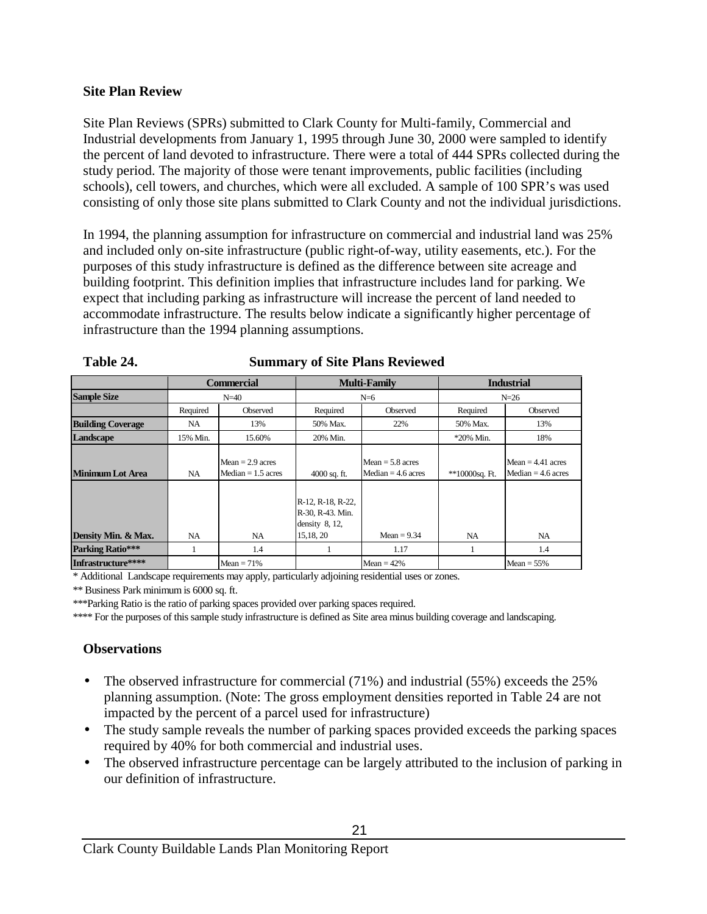## Site Plan Review

Site Plan Reviews (SPRs) submitted to Clark County for Multi-family, Commercial and Industrial developments from January 1, 1995 through June 30, 2000 were sampled to identify the percent of land devoted to infrastructure. There were a total of 444 SPRs collected during the study period. The majority of those were tenant improvements, public facilities (including schools), cell towers, and churches, which were all excluded. A sample of 100 SPR's was used consisting of only those site plans submitted to Clark County and not the individual jurisdictions.

In 1994, the planning assumption for infrastructure on commercial and industrial land was 25% and included only on-site infrastructure (public right-of-way, utility easements, etc.). For the purposes of this study infrastructure is defined as the difference between site acreage and building footprint. This definition implies that infrastructure includes land for parking. We expect that including parking as infrastructure will increase the percent of land needed to accommodate infrastructure. The results below indicate a significantly higher percentage of infrastructure than the 1994 planning assumptions.

**Table 24. Summary of Site Plans Reviewed**

| | Commercial | | Multi-Family | | Industrial | |
|---|---|---|---|---|---|---|
| **Sample Size** | N=40 | | N=6 | | N=26 | |
| | Required | Observed | Required | Observed | Required | Observed |
| **Building Coverage** | NA | 13% | 50% Max. | 22% | 50% Max. | 13% |
| **Landscape** | 15% Min. | 15.60% | 20% Min. | | *20% Min. | 18% |
| **Minimum Lot Area** | NA | Mean = 2.9 acres Median = 1.5 acres | 4000 sq. ft. | Mean = 5.8 acres Median = 4.6 acres | **10000sq. Ft. | Mean = 4.41 acres Median = 4.6 acres |
| **Density Min. & Max.** | NA | NA | R-12, R-18, R-22, R-30, R-43. Min. density 8, 12, 15,18, 20 | Mean = 9.34 | NA | NA |
| **Parking Ratio*** ** | 1 | 1.4 | 1 | 1.17 | 1 | 1.4 |
| **Infrastructure****** | | Mean = 71% | | Mean = 42% | | Mean = 55% |

\* Additional Landscape requirements may apply, particularly adjoining residential uses or zones.

** Business Park minimum is 6000 sq. ft.

***Parking Ratio is the ratio of parking spaces provided over parking spaces required.

**** For the purposes of this sample study infrastructure is defined as Site area minus building coverage and landscaping.

### Observations

- The observed infrastructure for commercial (71%) and industrial (55%) exceeds the 25% planning assumption. (Note: The gross employment densities reported in Table 24 are not impacted by the percent of a parcel used for infrastructure)
- The study sample reveals the number of parking spaces provided exceeds the parking spaces required by 40% for both commercial and industrial uses.
- The observed infrastructure percentage can be largely attributed to the inclusion of parking in our definition of infrastructure.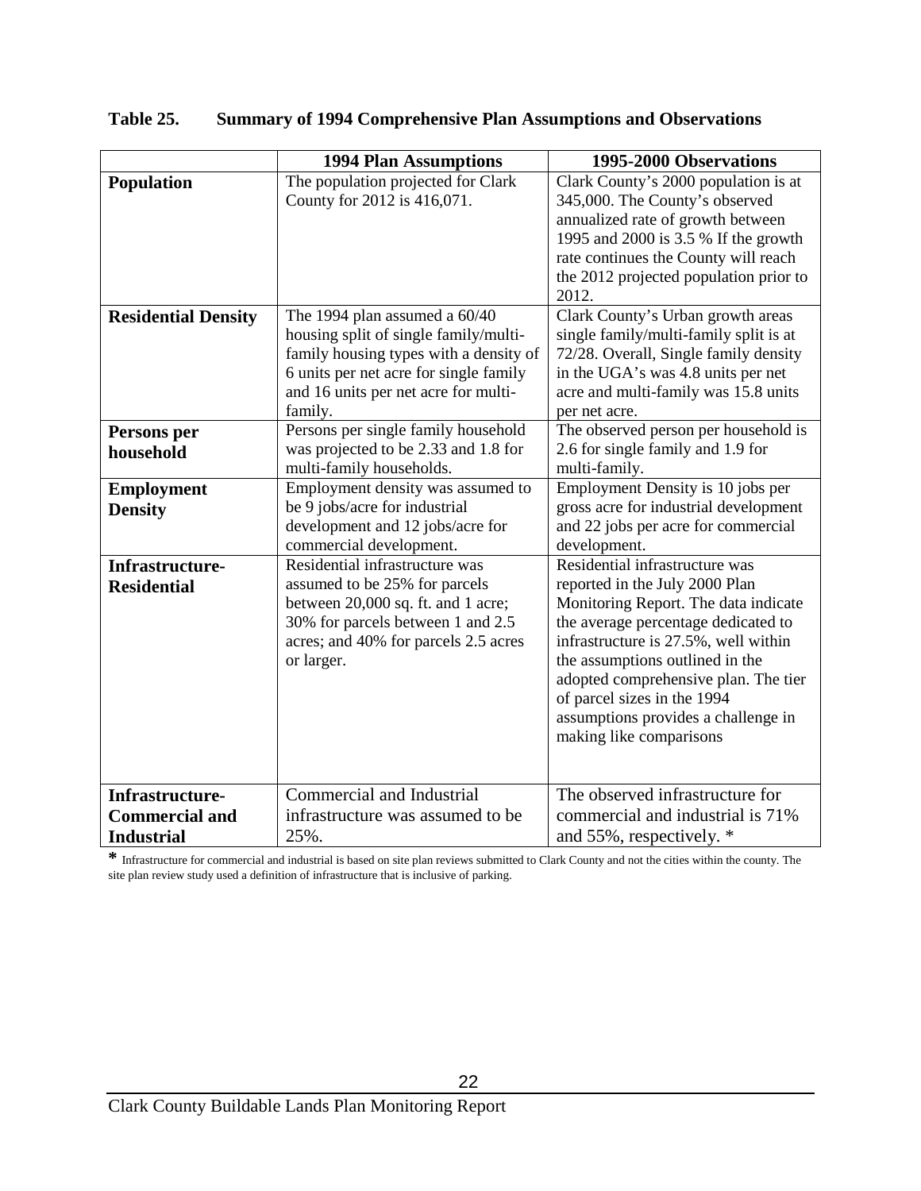**Table 25. Summary of 1994 Comprehensive Plan Assumptions and Observations**

| | 1994 Plan Assumptions | 1995-2000 Observations |
|---|---|---|
| **Population** | The population projected for Clark County for 2012 is 416,071. | Clark County's 2000 population is at 345,000. The County's observed annualized rate of growth between 1995 and 2000 is 3.5 % If the growth rate continues the County will reach the 2012 projected population prior to 2012. |
| **Residential Density** | The 1994 plan assumed a 60/40 housing split of single family/multi-family housing types with a density of 6 units per net acre for single family and 16 units per net acre for multi-family. | Clark County's Urban growth areas single family/multi-family split is at 72/28. Overall, Single family density in the UGA's was 4.8 units per net acre and multi-family was 15.8 units per net acre. |
| **Persons per household** | Persons per single family household was projected to be 2.33 and 1.8 for multi-family households. | The observed person per household is 2.6 for single family and 1.9 for multi-family. |
| **Employment Density** | Employment density was assumed to be 9 jobs/acre for industrial development and 12 jobs/acre for commercial development. | Employment Density is 10 jobs per gross acre for industrial development and 22 jobs per acre for commercial development. |
| **Infrastructure-Residential** | Residential infrastructure was assumed to be 25% for parcels between 20,000 sq. ft. and 1 acre; 30% for parcels between 1 and 2.5 acres; and 40% for parcels 2.5 acres or larger. | Residential infrastructure was reported in the July 2000 Plan Monitoring Report. The data indicate the average percentage dedicated to infrastructure is 27.5%, well within the assumptions outlined in the adopted comprehensive plan. The tier of parcel sizes in the 1994 assumptions provides a challenge in making like comparisons |
| **Infrastructure-Commercial and Industrial** | Commercial and Industrial infrastructure was assumed to be 25%. | The observed infrastructure for commercial and industrial is 71% and 55%, respectively. * |

**\*** Infrastructure for commercial and industrial is based on site plan reviews submitted to Clark County and not the cities within the county. The site plan review study used a definition of infrastructure that is inclusive of parking.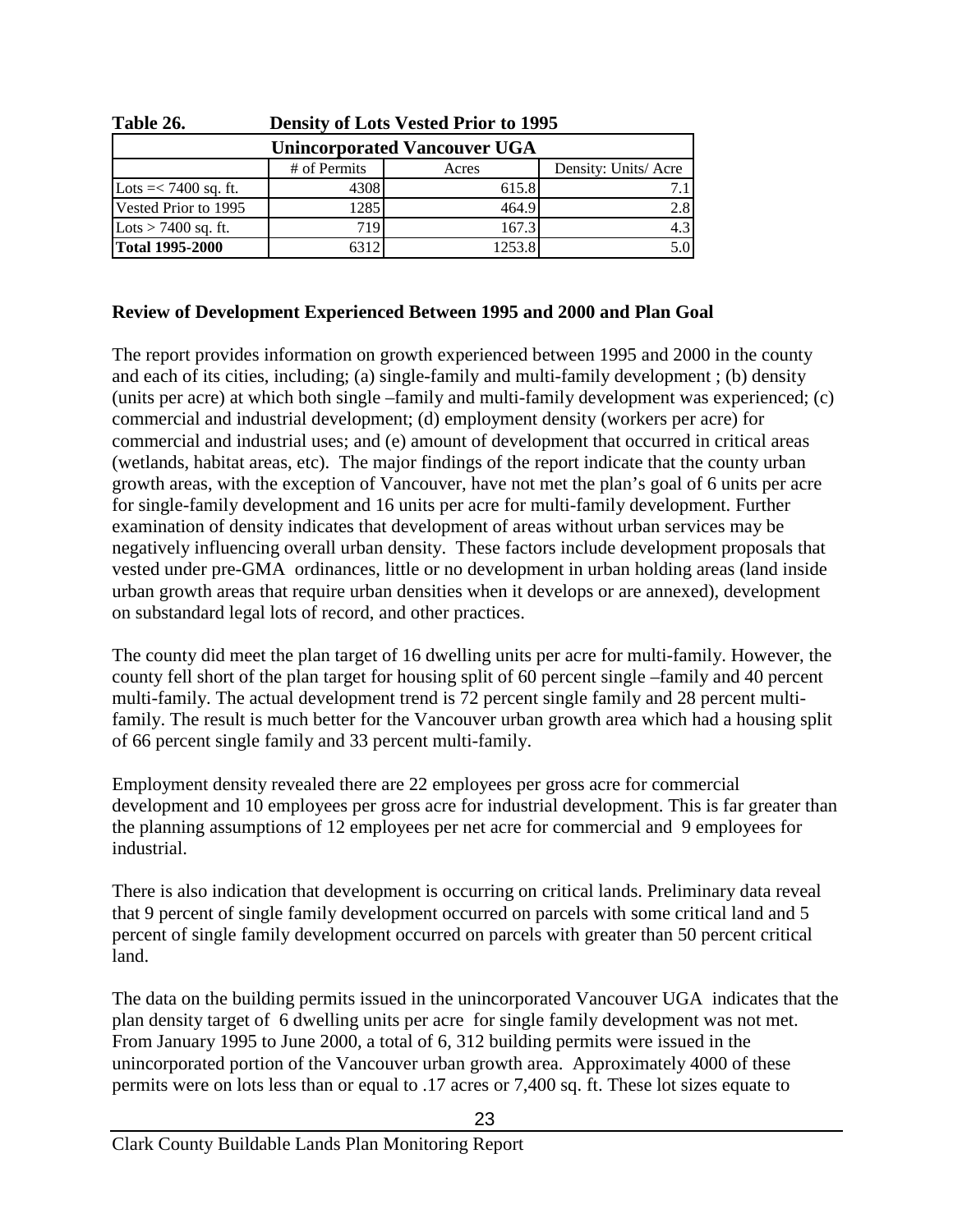**Table 26. Density of Lots Vested Prior to 1995**

| Unincorporated Vancouver UGA | | | |
|---|---|---|---|
| | # of Permits | Acres | Density: Units/ Acre |
| Lots =< 7400 sq. ft. | 4308 | 615.8 | 7.1 |
| Vested Prior to 1995 | 1285 | 464.9 | 2.8 |
| Lots > 7400 sq. ft. | 719 | 167.3 | 4.3 |
| **Total 1995-2000** | 6312 | 1253.8 | 5.0 |

### Review of Development Experienced Between 1995 and 2000 and Plan Goal

The report provides information on growth experienced between 1995 and 2000 in the county and each of its cities, including; (a) single-family and multi-family development ; (b) density (units per acre) at which both single –family and multi-family development was experienced; (c) commercial and industrial development; (d) employment density (workers per acre) for commercial and industrial uses; and (e) amount of development that occurred in critical areas (wetlands, habitat areas, etc). The major findings of the report indicate that the county urban growth areas, with the exception of Vancouver, have not met the plan's goal of 6 units per acre for single-family development and 16 units per acre for multi-family development. Further examination of density indicates that development of areas without urban services may be negatively influencing overall urban density. These factors include development proposals that vested under pre-GMA ordinances, little or no development in urban holding areas (land inside urban growth areas that require urban densities when it develops or are annexed), development on substandard legal lots of record, and other practices.

The county did meet the plan target of 16 dwelling units per acre for multi-family. However, the county fell short of the plan target for housing split of 60 percent single –family and 40 percent multi-family. The actual development trend is 72 percent single family and 28 percent multi-family. The result is much better for the Vancouver urban growth area which had a housing split of 66 percent single family and 33 percent multi-family.

Employment density revealed there are 22 employees per gross acre for commercial development and 10 employees per gross acre for industrial development. This is far greater than the planning assumptions of 12 employees per net acre for commercial and 9 employees for industrial.

There is also indication that development is occurring on critical lands. Preliminary data reveal that 9 percent of single family development occurred on parcels with some critical land and 5 percent of single family development occurred on parcels with greater than 50 percent critical land.

The data on the building permits issued in the unincorporated Vancouver UGA indicates that the plan density target of 6 dwelling units per acre for single family development was not met. From January 1995 to June 2000, a total of 6, 312 building permits were issued in the unincorporated portion of the Vancouver urban growth area. Approximately 4000 of these permits were on lots less than or equal to .17 acres or 7,400 sq. ft. These lot sizes equate to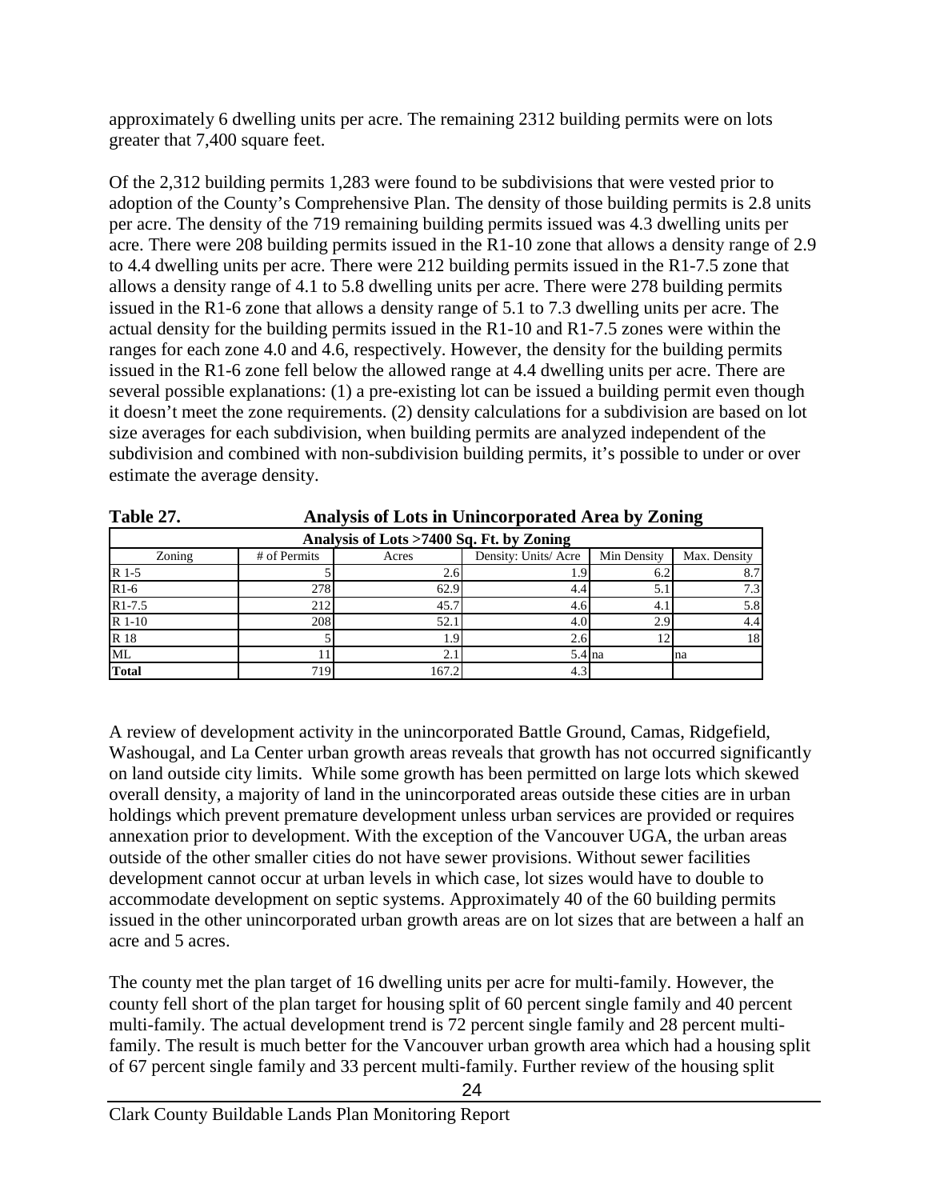approximately 6 dwelling units per acre. The remaining 2312 building permits were on lots greater that 7,400 square feet.

Of the 2,312 building permits 1,283 were found to be subdivisions that were vested prior to adoption of the County's Comprehensive Plan. The density of those building permits is 2.8 units per acre. The density of the 719 remaining building permits issued was 4.3 dwelling units per acre. There were 208 building permits issued in the R1-10 zone that allows a density range of 2.9 to 4.4 dwelling units per acre. There were 212 building permits issued in the R1-7.5 zone that allows a density range of 4.1 to 5.8 dwelling units per acre. There were 278 building permits issued in the R1-6 zone that allows a density range of 5.1 to 7.3 dwelling units per acre. The actual density for the building permits issued in the R1-10 and R1-7.5 zones were within the ranges for each zone 4.0 and 4.6, respectively. However, the density for the building permits issued in the R1-6 zone fell below the allowed range at 4.4 dwelling units per acre. There are several possible explanations: (1) a pre-existing lot can be issued a building permit even though it doesn't meet the zone requirements. (2) density calculations for a subdivision are based on lot size averages for each subdivision, when building permits are analyzed independent of the subdivision and combined with non-subdivision building permits, it's possible to under or over estimate the average density.

**Table 27. Analysis of Lots in Unincorporated Area by Zoning**

| Analysis of Lots >7400 Sq. Ft. by Zoning | | | | | |
|---|---|---|---|---|---|
| Zoning | # of Permits | Acres | Density: Units/ Acre | Min Density | Max. Density |
| R 1-5 | 5 | 2.6 | 1.9 | 6.2 | 8.7 |
| R1-6 | 278 | 62.9 | 4.4 | 5.1 | 7.3 |
| R1-7.5 | 212 | 45.7 | 4.6 | 4.1 | 5.8 |
| R 1-10 | 208 | 52.1 | 4.0 | 2.9 | 4.4 |
| R 18 | 5 | 1.9 | 2.6 | 12 | 18 |
| ML | 11 | 2.1 | 5.4 | na | na |
| **Total** | 719 | 167.2 | 4.3 | | |

A review of development activity in the unincorporated Battle Ground, Camas, Ridgefield, Washougal, and La Center urban growth areas reveals that growth has not occurred significantly on land outside city limits. While some growth has been permitted on large lots which skewed overall density, a majority of land in the unincorporated areas outside these cities are in urban holdings which prevent premature development unless urban services are provided or requires annexation prior to development. With the exception of the Vancouver UGA, the urban areas outside of the other smaller cities do not have sewer provisions. Without sewer facilities development cannot occur at urban levels in which case, lot sizes would have to double to accommodate development on septic systems. Approximately 40 of the 60 building permits issued in the other unincorporated urban growth areas are on lot sizes that are between a half an acre and 5 acres.

The county met the plan target of 16 dwelling units per acre for multi-family. However, the county fell short of the plan target for housing split of 60 percent single family and 40 percent multi-family. The actual development trend is 72 percent single family and 28 percent multi-family. The result is much better for the Vancouver urban growth area which had a housing split of 67 percent single family and 33 percent multi-family. Further review of the housing split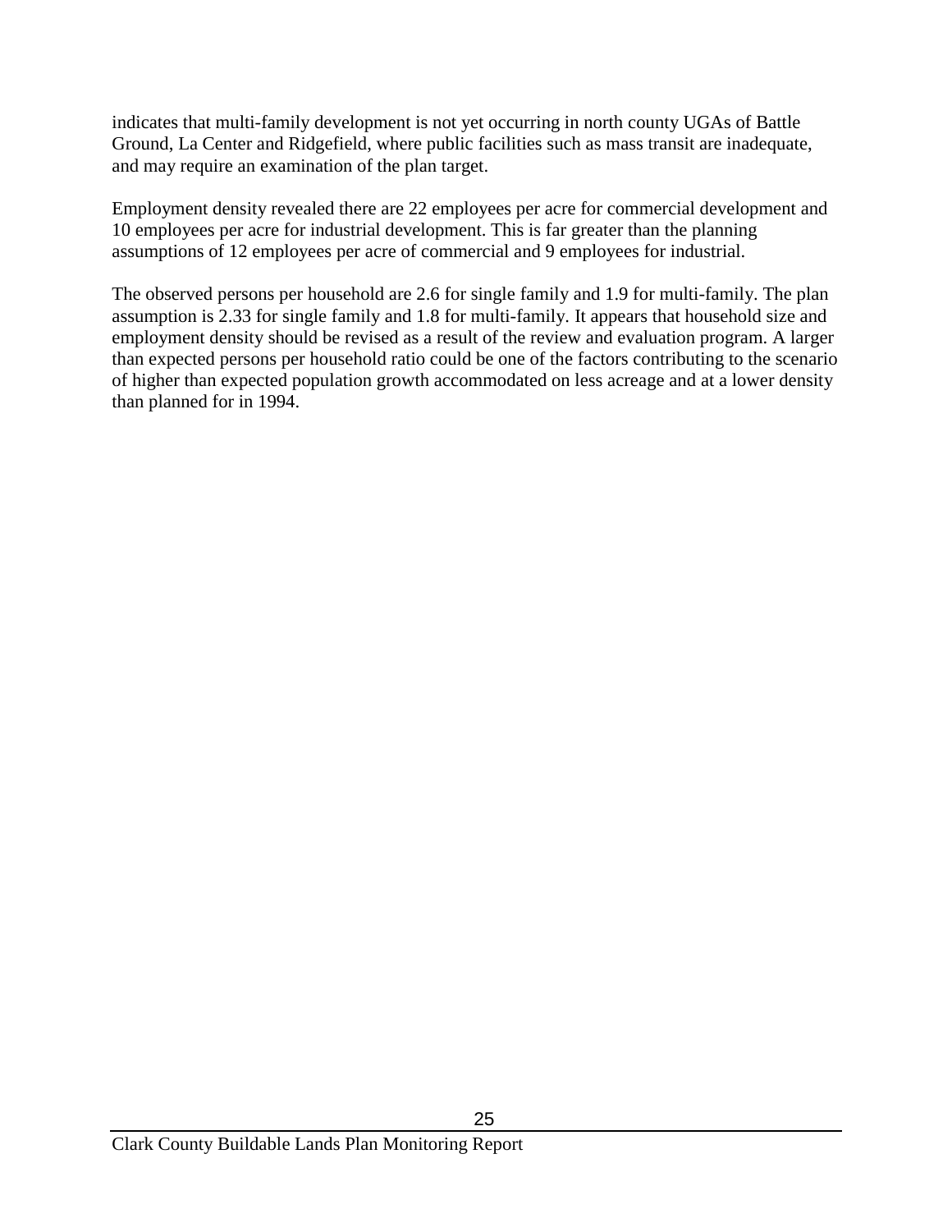indicates that multi-family development is not yet occurring in north county UGAs of Battle Ground, La Center and Ridgefield, where public facilities such as mass transit are inadequate, and may require an examination of the plan target.

Employment density revealed there are 22 employees per acre for commercial development and 10 employees per acre for industrial development. This is far greater than the planning assumptions of 12 employees per acre of commercial and 9 employees for industrial.

The observed persons per household are 2.6 for single family and 1.9 for multi-family. The plan assumption is 2.33 for single family and 1.8 for multi-family. It appears that household size and employment density should be revised as a result of the review and evaluation program. A larger than expected persons per household ratio could be one of the factors contributing to the scenario of higher than expected population growth accommodated on less acreage and at a lower density than planned for in 1994.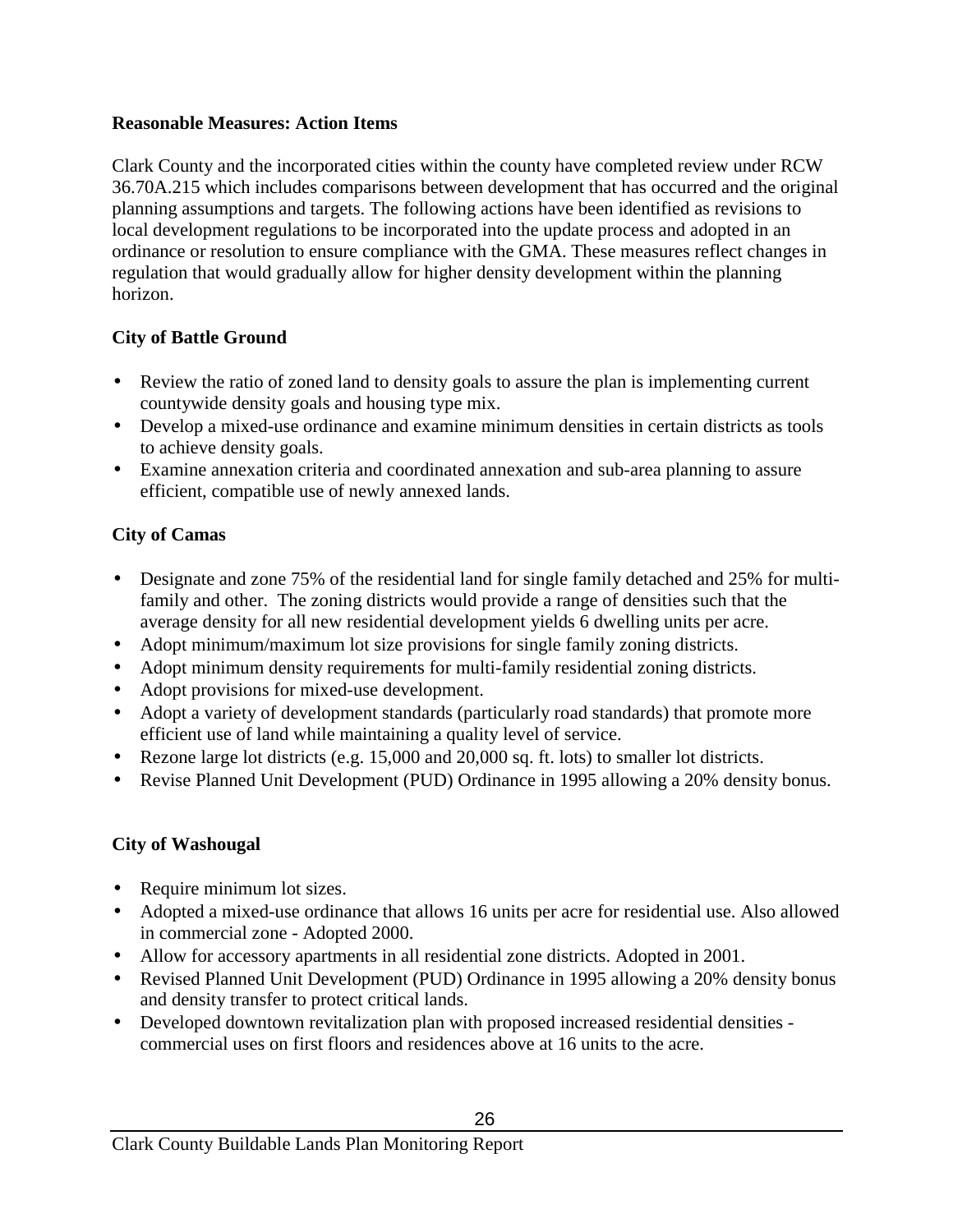**Reasonable Measures: Action Items**

Clark County and the incorporated cities within the county have completed review under RCW 36.70A.215 which includes comparisons between development that has occurred and the original planning assumptions and targets. The following actions have been identified as revisions to local development regulations to be incorporated into the update process and adopted in an ordinance or resolution to ensure compliance with the GMA. These measures reflect changes in regulation that would gradually allow for higher density development within the planning horizon.

**City of Battle Ground**

- Review the ratio of zoned land to density goals to assure the plan is implementing current countywide density goals and housing type mix.
- Develop a mixed-use ordinance and examine minimum densities in certain districts as tools to achieve density goals.
- Examine annexation criteria and coordinated annexation and sub-area planning to assure efficient, compatible use of newly annexed lands.

**City of Camas**

- Designate and zone 75% of the residential land for single family detached and 25% for multi-family and other. The zoning districts would provide a range of densities such that the average density for all new residential development yields 6 dwelling units per acre.
- Adopt minimum/maximum lot size provisions for single family zoning districts.
- Adopt minimum density requirements for multi-family residential zoning districts.
- Adopt provisions for mixed-use development.
- Adopt a variety of development standards (particularly road standards) that promote more efficient use of land while maintaining a quality level of service.
- Rezone large lot districts (e.g. 15,000 and 20,000 sq. ft. lots) to smaller lot districts.
- Revise Planned Unit Development (PUD) Ordinance in 1995 allowing a 20% density bonus.

**City of Washougal**

- Require minimum lot sizes.
- Adopted a mixed-use ordinance that allows 16 units per acre for residential use. Also allowed in commercial zone - Adopted 2000.
- Allow for accessory apartments in all residential zone districts. Adopted in 2001.
- Revised Planned Unit Development (PUD) Ordinance in 1995 allowing a 20% density bonus and density transfer to protect critical lands.
- Developed downtown revitalization plan with proposed increased residential densities - commercial uses on first floors and residences above at 16 units to the acre.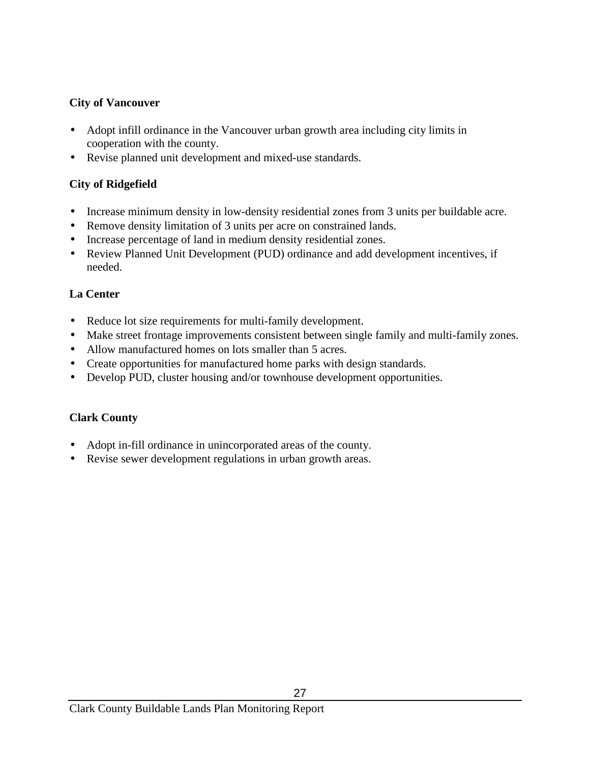**City of Vancouver**

- Adopt infill ordinance in the Vancouver urban growth area including city limits in cooperation with the county.
- Revise planned unit development and mixed-use standards.

**City of Ridgefield**

- Increase minimum density in low-density residential zones from 3 units per buildable acre.
- Remove density limitation of 3 units per acre on constrained lands.
- Increase percentage of land in medium density residential zones.
- Review Planned Unit Development (PUD) ordinance and add development incentives, if needed.

**La Center**

- Reduce lot size requirements for multi-family development.
- Make street frontage improvements consistent between single family and multi-family zones.
- Allow manufactured homes on lots smaller than 5 acres.
- Create opportunities for manufactured home parks with design standards.
- Develop PUD, cluster housing and/or townhouse development opportunities.

**Clark County**

- Adopt in-fill ordinance in unincorporated areas of the county.
- Revise sewer development regulations in urban growth areas.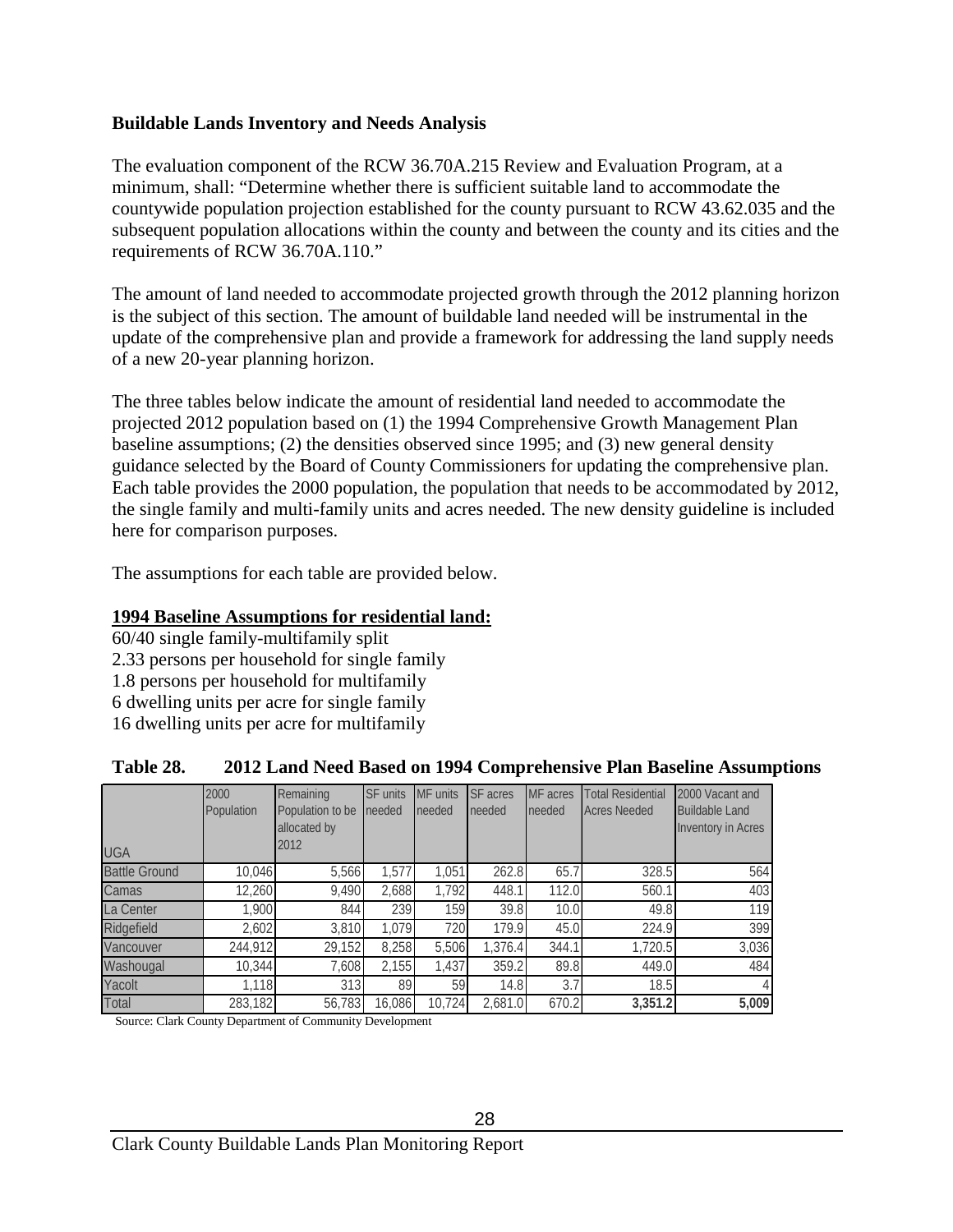**Buildable Lands Inventory and Needs Analysis**

The evaluation component of the RCW 36.70A.215 Review and Evaluation Program, at a minimum, shall: "Determine whether there is sufficient suitable land to accommodate the countywide population projection established for the county pursuant to RCW 43.62.035 and the subsequent population allocations within the county and between the county and its cities and the requirements of RCW 36.70A.110."

The amount of land needed to accommodate projected growth through the 2012 planning horizon is the subject of this section. The amount of buildable land needed will be instrumental in the update of the comprehensive plan and provide a framework for addressing the land supply needs of a new 20-year planning horizon.

The three tables below indicate the amount of residential land needed to accommodate the projected 2012 population based on (1) the 1994 Comprehensive Growth Management Plan baseline assumptions; (2) the densities observed since 1995; and (3) new general density guidance selected by the Board of County Commissioners for updating the comprehensive plan. Each table provides the 2000 population, the population that needs to be accommodated by 2012, the single family and multi-family units and acres needed. The new density guideline is included here for comparison purposes.

The assumptions for each table are provided below.

**1994 Baseline Assumptions for residential land:**

60/40 single family-multifamily split
2.33 persons per household for single family
1.8 persons per household for multifamily
6 dwelling units per acre for single family
16 dwelling units per acre for multifamily

**Table 28. 2012 Land Need Based on 1994 Comprehensive Plan Baseline Assumptions**

| UGA | 2000 Population | Remaining Population to be allocated by 2012 | SF units needed | MF units needed | SF acres needed | MF acres needed | Total Residential Acres Needed | 2000 Vacant and Buildable Land Inventory in Acres |
|---|---|---|---|---|---|---|---|---|
| Battle Ground | 10,046 | 5,566 | 1,577 | 1,051 | 262.8 | 65.7 | 328.5 | 564 |
| Camas | 12,260 | 9,490 | 2,688 | 1,792 | 448.1 | 112.0 | 560.1 | 403 |
| La Center | 1,900 | 844 | 239 | 159 | 39.8 | 10.0 | 49.8 | 119 |
| Ridgefield | 2,602 | 3,810 | 1,079 | 720 | 179.9 | 45.0 | 224.9 | 399 |
| Vancouver | 244,912 | 29,152 | 8,258 | 5,506 | 1,376.4 | 344.1 | 1,720.5 | 3,036 |
| Washougal | 10,344 | 7,608 | 2,155 | 1,437 | 359.2 | 89.8 | 449.0 | 484 |
| Yacolt | 1,118 | 313 | 89 | 59 | 14.8 | 3.7 | 18.5 | 4 |
| Total | 283,182 | 56,783 | 16,086 | 10,724 | 2,681.0 | 670.2 | **3,351.2** | **5,009** |

Source: Clark County Department of Community Development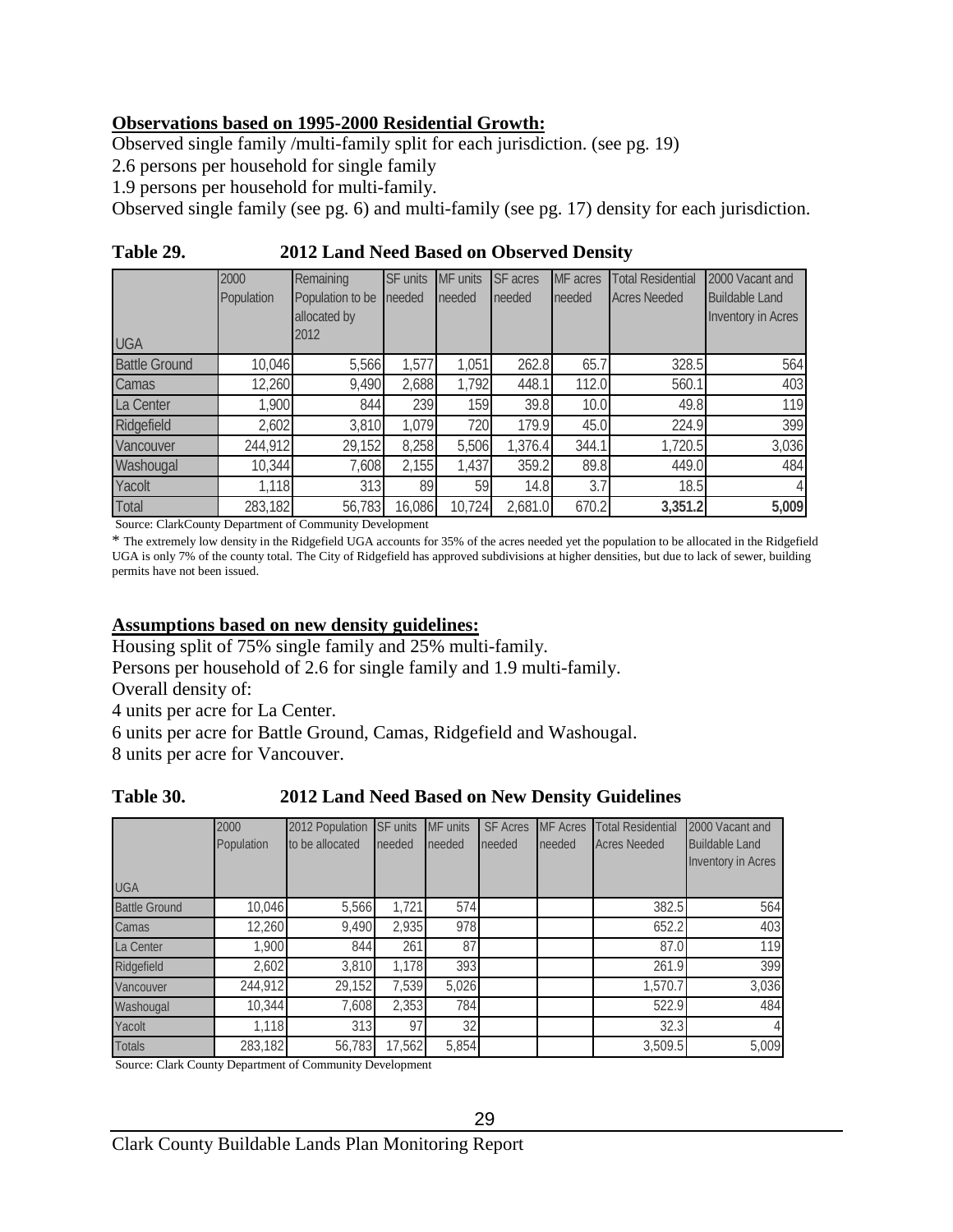**Observations based on 1995-2000 Residential Growth:**

Observed single family /multi-family split for each jurisdiction. (see pg. 19)

2.6 persons per household for single family

1.9 persons per household for multi-family.

Observed single family (see pg. 6) and multi-family (see pg. 17) density for each jurisdiction.

**Table 29. 2012 Land Need Based on Observed Density**

| UGA | 2000 Population | Remaining Population to be allocated by 2012 | SF units needed | MF units needed | SF acres needed | MF acres needed | Total Residential Acres Needed | 2000 Vacant and Buildable Land Inventory in Acres |
|---|---|---|---|---|---|---|---|---|
| Battle Ground | 10,046 | 5,566 | 1,577 | 1,051 | 262.8 | 65.7 | 328.5 | 564 |
| Camas | 12,260 | 9,490 | 2,688 | 1,792 | 448.1 | 112.0 | 560.1 | 403 |
| La Center | 1,900 | 844 | 239 | 159 | 39.8 | 10.0 | 49.8 | 119 |
| Ridgefield | 2,602 | 3,810 | 1,079 | 720 | 179.9 | 45.0 | 224.9 | 399 |
| Vancouver | 244,912 | 29,152 | 8,258 | 5,506 | 1,376.4 | 344.1 | 1,720.5 | 3,036 |
| Washougal | 10,344 | 7,608 | 2,155 | 1,437 | 359.2 | 89.8 | 449.0 | 484 |
| Yacolt | 1,118 | 313 | 89 | 59 | 14.8 | 3.7 | 18.5 | 4 |
| Total | 283,182 | 56,783 | 16,086 | 10,724 | 2,681.0 | 670.2 | **3,351.2** | **5,009** |

Source: ClarkCounty Department of Community Development

* The extremely low density in the Ridgefield UGA accounts for 35% of the acres needed yet the population to be allocated in the Ridgefield UGA is only 7% of the county total. The City of Ridgefield has approved subdivisions at higher densities, but due to lack of sewer, building permits have not been issued.

**Assumptions based on new density guidelines:**

Housing split of 75% single family and 25% multi-family.

Persons per household of 2.6 for single family and 1.9 multi-family.

Overall density of:

4 units per acre for La Center.

6 units per acre for Battle Ground, Camas, Ridgefield and Washougal.

8 units per acre for Vancouver.

**Table 30. 2012 Land Need Based on New Density Guidelines**

| UGA | 2000 Population | 2012 Population to be allocated | SF units needed | MF units needed | SF Acres needed | MF Acres needed | Total Residential Acres Needed | 2000 Vacant and Buildable Land Inventory in Acres |
|---|---|---|---|---|---|---|---|---|
| Battle Ground | 10,046 | 5,566 | 1,721 | 574 | | | 382.5 | 564 |
| Camas | 12,260 | 9,490 | 2,935 | 978 | | | 652.2 | 403 |
| La Center | 1,900 | 844 | 261 | 87 | | | 87.0 | 119 |
| Ridgefield | 2,602 | 3,810 | 1,178 | 393 | | | 261.9 | 399 |
| Vancouver | 244,912 | 29,152 | 7,539 | 5,026 | | | 1,570.7 | 3,036 |
| Washougal | 10,344 | 7,608 | 2,353 | 784 | | | 522.9 | 484 |
| Yacolt | 1,118 | 313 | 97 | 32 | | | 32.3 | 4 |
| Totals | 283,182 | 56,783 | 17,562 | 5,854 | | | 3,509.5 | 5,009 |

Source: Clark County Department of Community Development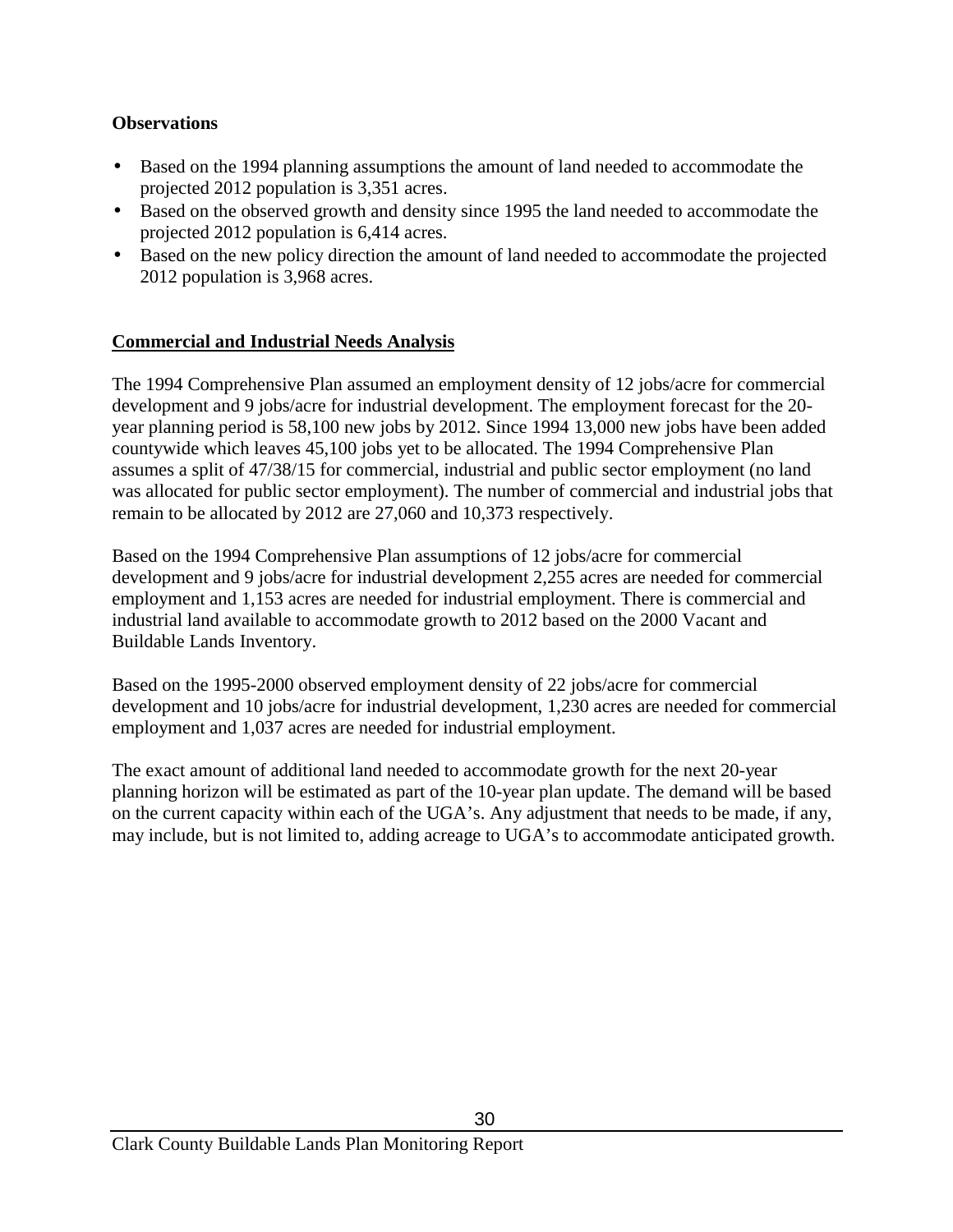**Observations**

- Based on the 1994 planning assumptions the amount of land needed to accommodate the projected 2012 population is 3,351 acres.
- Based on the observed growth and density since 1995 the land needed to accommodate the projected 2012 population is 6,414 acres.
- Based on the new policy direction the amount of land needed to accommodate the projected 2012 population is 3,968 acres.

**<u>Commercial and Industrial Needs Analysis</u>**

The 1994 Comprehensive Plan assumed an employment density of 12 jobs/acre for commercial development and 9 jobs/acre for industrial development. The employment forecast for the 20-year planning period is 58,100 new jobs by 2012. Since 1994 13,000 new jobs have been added countywide which leaves 45,100 jobs yet to be allocated. The 1994 Comprehensive Plan assumes a split of 47/38/15 for commercial, industrial and public sector employment (no land was allocated for public sector employment). The number of commercial and industrial jobs that remain to be allocated by 2012 are 27,060 and 10,373 respectively.

Based on the 1994 Comprehensive Plan assumptions of 12 jobs/acre for commercial development and 9 jobs/acre for industrial development 2,255 acres are needed for commercial employment and 1,153 acres are needed for industrial employment. There is commercial and industrial land available to accommodate growth to 2012 based on the 2000 Vacant and Buildable Lands Inventory.

Based on the 1995-2000 observed employment density of 22 jobs/acre for commercial development and 10 jobs/acre for industrial development, 1,230 acres are needed for commercial employment and 1,037 acres are needed for industrial employment.

The exact amount of additional land needed to accommodate growth for the next 20-year planning horizon will be estimated as part of the 10-year plan update. The demand will be based on the current capacity within each of the UGA's. Any adjustment that needs to be made, if any, may include, but is not limited to, adding acreage to UGA's to accommodate anticipated growth.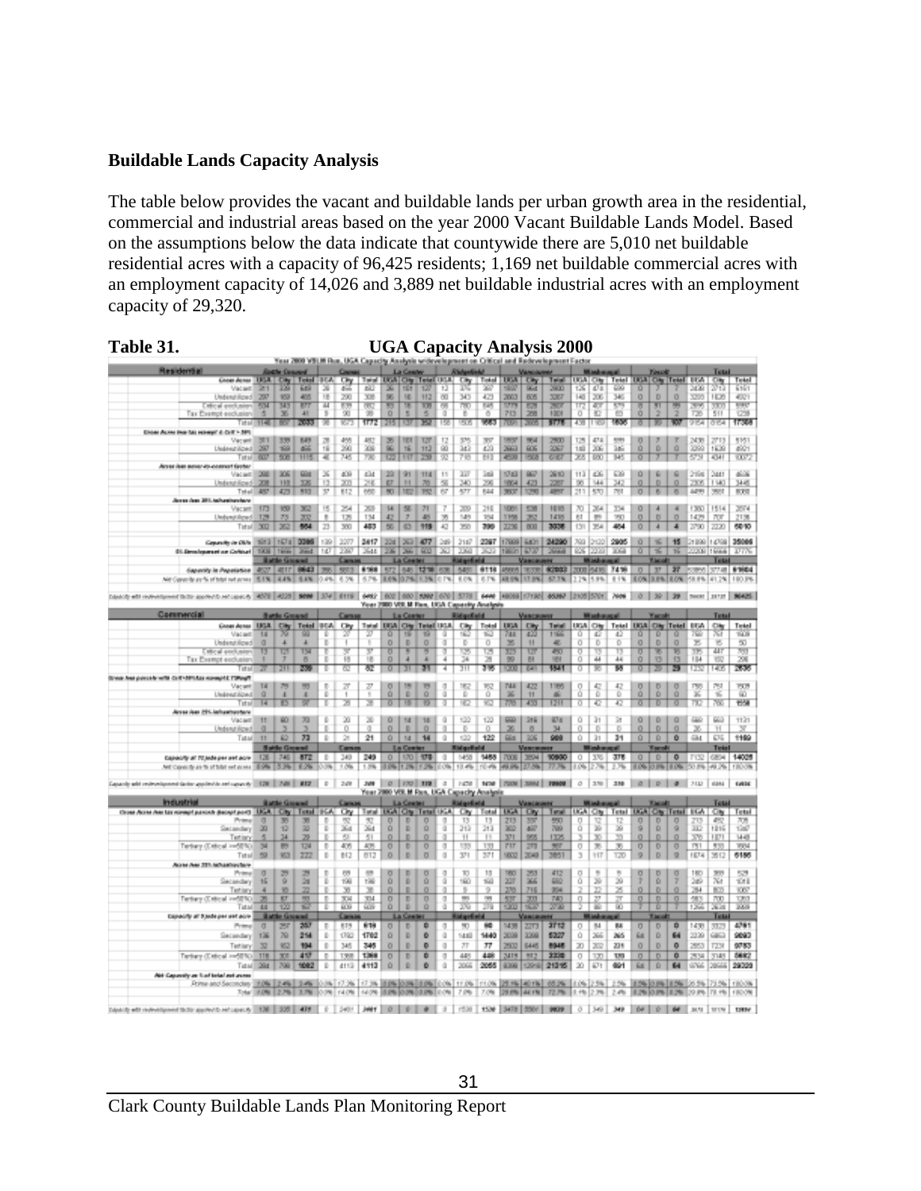**Buildable Lands Capacity Analysis**

The table below provides the vacant and buildable lands per urban growth area in the residential, commercial and industrial areas based on the year 2000 Vacant Buildable Lands Model. Based on the assumptions below the data indicate that countywide there are 5,010 net buildable residential acres with a capacity of 96,425 residents; 1,169 net buildable commercial acres with an employment capacity of 14,026 and 3,889 net buildable industrial acres with an employment capacity of 29,320.

**Table 31.** **UGA Capacity Analysis 2000**

Year 2000 VBLM Run, UGA Capacity Analysis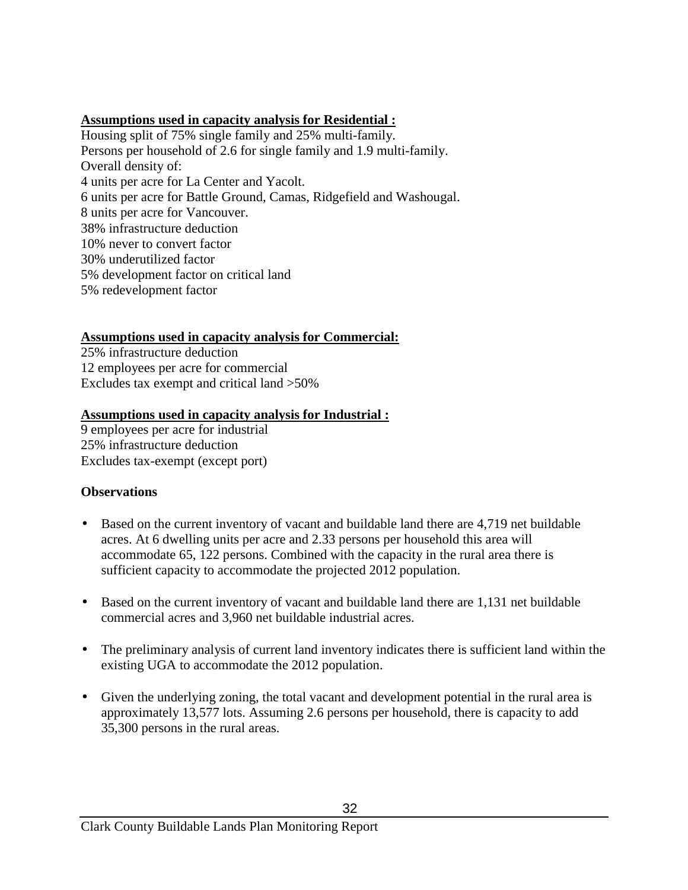**Assumptions used in capacity analysis for Residential :**

Housing split of 75% single family and 25% multi-family.
Persons per household of 2.6 for single family and 1.9 multi-family.
Overall density of:
4 units per acre for La Center and Yacolt.
6 units per acre for Battle Ground, Camas, Ridgefield and Washougal.
8 units per acre for Vancouver.
38% infrastructure deduction
10% never to convert factor
30% underutilized factor
5% development factor on critical land
5% redevelopment factor

**Assumptions used in capacity analysis for Commercial:**

25% infrastructure deduction
12 employees per acre for commercial
Excludes tax exempt and critical land >50%

**Assumptions used in capacity analysis for Industrial :**

9 employees per acre for industrial
25% infrastructure deduction
Excludes tax-exempt (except port)

**Observations**

- Based on the current inventory of vacant and buildable land there are 4,719 net buildable acres. At 6 dwelling units per acre and 2.33 persons per household this area will accommodate 65, 122 persons. Combined with the capacity in the rural area there is sufficient capacity to accommodate the projected 2012 population.
- Based on the current inventory of vacant and buildable land there are 1,131 net buildable commercial acres and 3,960 net buildable industrial acres.
- The preliminary analysis of current land inventory indicates there is sufficient land within the existing UGA to accommodate the 2012 population.
- Given the underlying zoning, the total vacant and development potential in the rural area is approximately 13,577 lots. Assuming 2.6 persons per household, there is capacity to add 35,300 persons in the rural areas.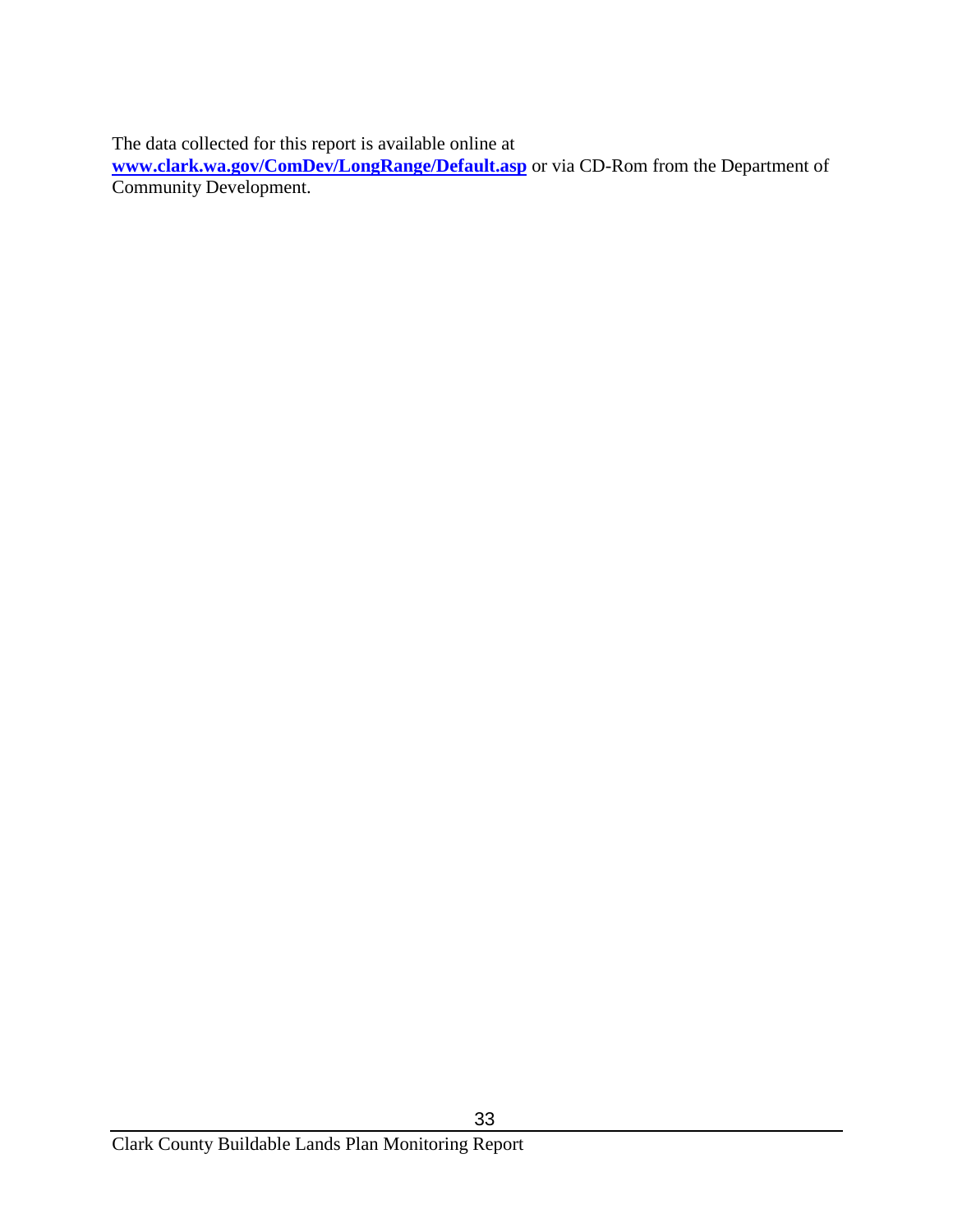The data collected for this report is available online at **[www.clark.wa.gov/ComDev/LongRange/Default.asp](www.clark.wa.gov/ComDev/LongRange/Default.asp)** or via CD-Rom from the Department of Community Development.